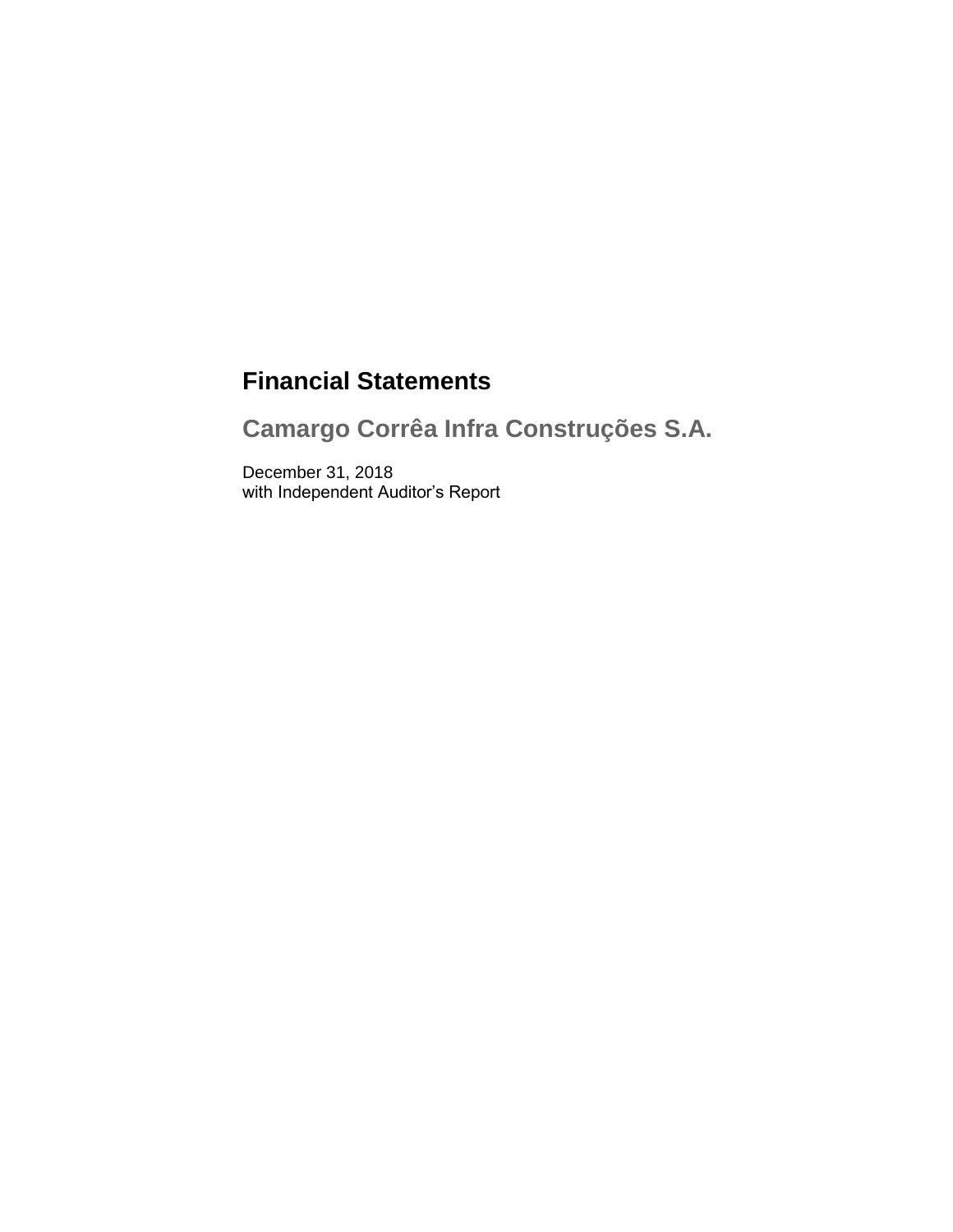# Financial Statements

## Camargo Corrêa Infra Construções S.A.

December 31, 2018
with Independent Auditor's Report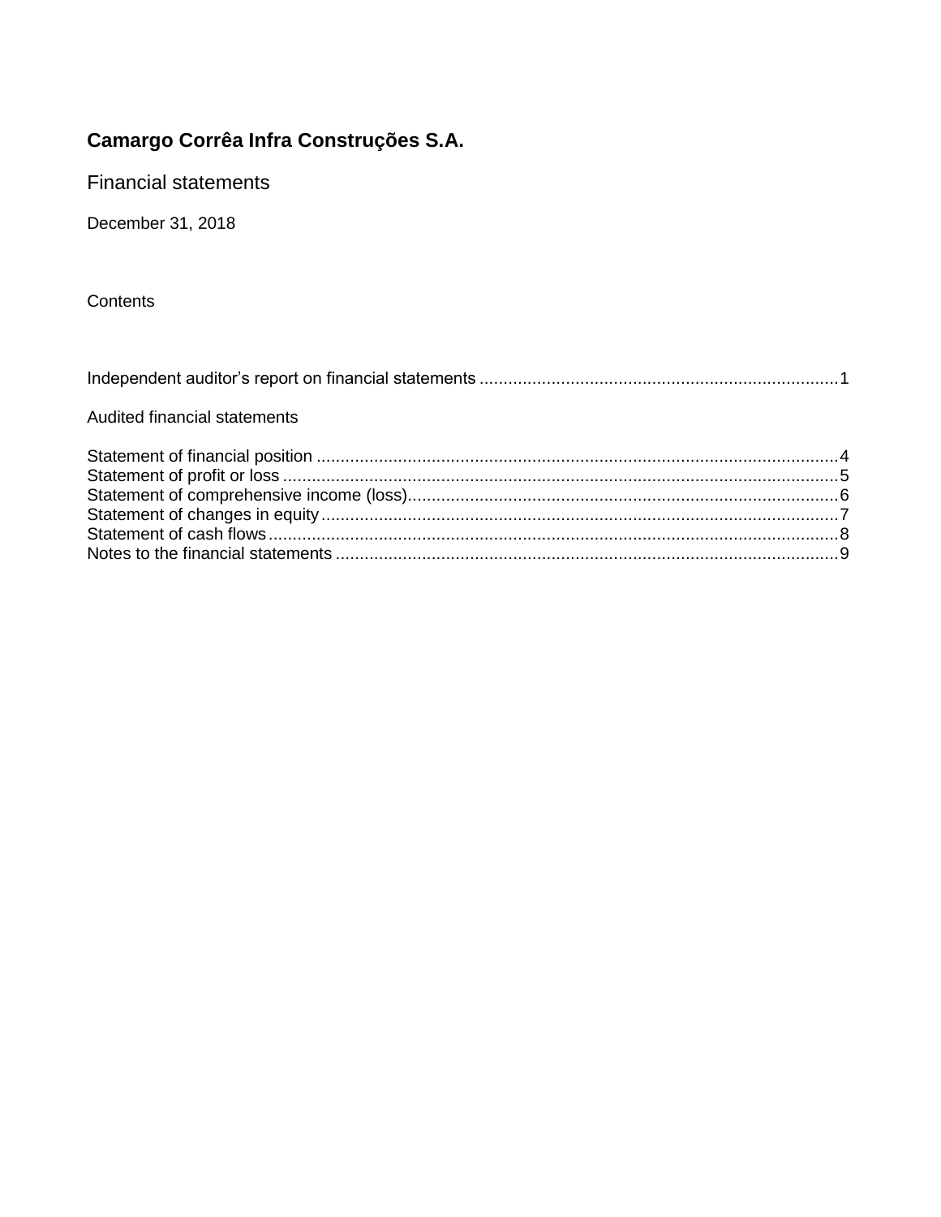# Camargo Corrêa Infra Construções S.A.

## Financial statements

December 31, 2018

Contents

Independent auditor's report on financial statements ..........................................................................1

Audited financial statements

Statement of financial position ............................................................................................................4
Statement of profit or loss ...................................................................................................................5
Statement of comprehensive income (loss).........................................................................................6
Statement of changes in equity............................................................................................................7
Statement of cash flows.......................................................................................................................8
Notes to the financial statements ........................................................................................................9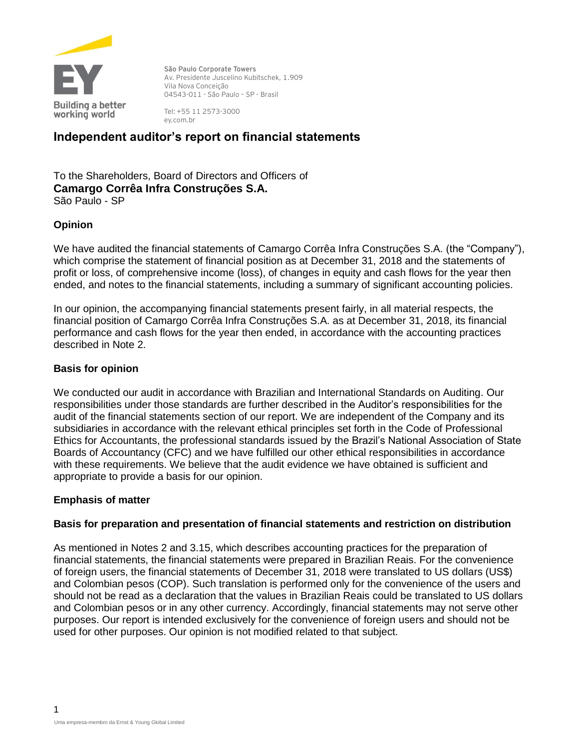# Independent auditor's report on financial statements

To the Shareholders, Board of Directors and Officers of
**Camargo Corrêa Infra Construções S.A.**
São Paulo - SP

## Opinion

We have audited the financial statements of Camargo Corrêa Infra Construções S.A. (the "Company"), which comprise the statement of financial position as at December 31, 2018 and the statements of profit or loss, of comprehensive income (loss), of changes in equity and cash flows for the year then ended, and notes to the financial statements, including a summary of significant accounting policies.

In our opinion, the accompanying financial statements present fairly, in all material respects, the financial position of Camargo Corrêa Infra Construções S.A. as at December 31, 2018, its financial performance and cash flows for the year then ended, in accordance with the accounting practices described in Note 2.

## Basis for opinion

We conducted our audit in accordance with Brazilian and International Standards on Auditing. Our responsibilities under those standards are further described in the Auditor's responsibilities for the audit of the financial statements section of our report. We are independent of the Company and its subsidiaries in accordance with the relevant ethical principles set forth in the Code of Professional Ethics for Accountants, the professional standards issued by the Brazil's National Association of State Boards of Accountancy (CFC) and we have fulfilled our other ethical responsibilities in accordance with these requirements. We believe that the audit evidence we have obtained is sufficient and appropriate to provide a basis for our opinion.

## Emphasis of matter

### Basis for preparation and presentation of financial statements and restriction on distribution

As mentioned in Notes 2 and 3.15, which describes accounting practices for the preparation of financial statements, the financial statements were prepared in Brazilian Reais. For the convenience of foreign users, the financial statements of December 31, 2018 were translated to US dollars (US$) and Colombian pesos (COP). Such translation is performed only for the convenience of the users and should not be read as a declaration that the values in Brazilian Reais could be translated to US dollars and Colombian pesos or in any other currency. Accordingly, financial statements may not serve other purposes. Our report is intended exclusively for the convenience of foreign users and should not be used for other purposes. Our opinion is not modified related to that subject.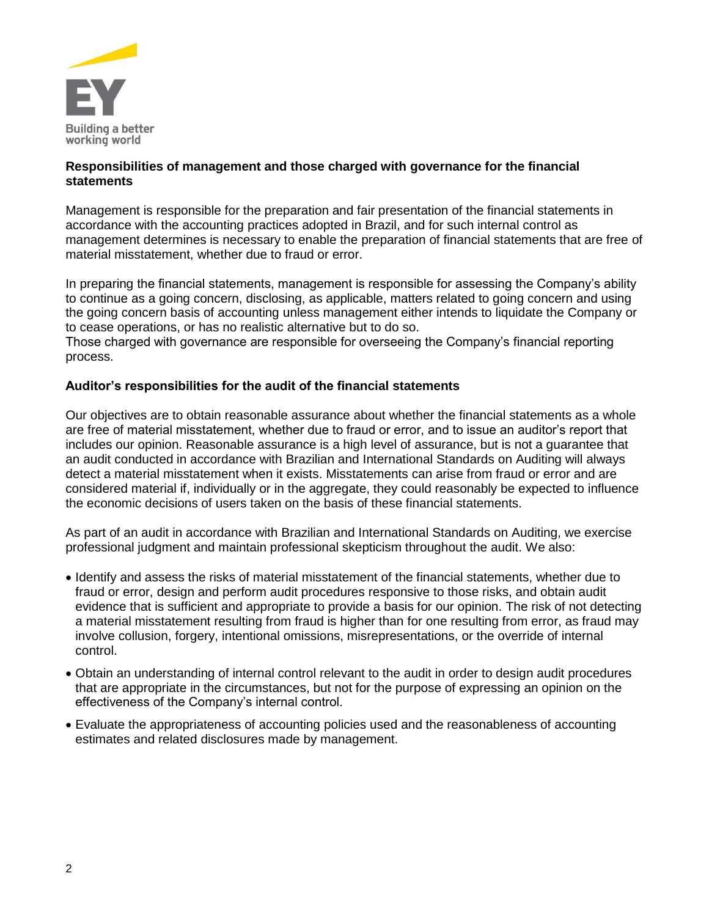**Responsibilities of management and those charged with governance for the financial statements**

Management is responsible for the preparation and fair presentation of the financial statements in accordance with the accounting practices adopted in Brazil, and for such internal control as management determines is necessary to enable the preparation of financial statements that are free of material misstatement, whether due to fraud or error.

In preparing the financial statements, management is responsible for assessing the Company's ability to continue as a going concern, disclosing, as applicable, matters related to going concern and using the going concern basis of accounting unless management either intends to liquidate the Company or to cease operations, or has no realistic alternative but to do so.
Those charged with governance are responsible for overseeing the Company's financial reporting process.

**Auditor's responsibilities for the audit of the financial statements**

Our objectives are to obtain reasonable assurance about whether the financial statements as a whole are free of material misstatement, whether due to fraud or error, and to issue an auditor's report that includes our opinion. Reasonable assurance is a high level of assurance, but is not a guarantee that an audit conducted in accordance with Brazilian and International Standards on Auditing will always detect a material misstatement when it exists. Misstatements can arise from fraud or error and are considered material if, individually or in the aggregate, they could reasonably be expected to influence the economic decisions of users taken on the basis of these financial statements.

As part of an audit in accordance with Brazilian and International Standards on Auditing, we exercise professional judgment and maintain professional skepticism throughout the audit. We also:

- Identify and assess the risks of material misstatement of the financial statements, whether due to fraud or error, design and perform audit procedures responsive to those risks, and obtain audit evidence that is sufficient and appropriate to provide a basis for our opinion. The risk of not detecting a material misstatement resulting from fraud is higher than for one resulting from error, as fraud may involve collusion, forgery, intentional omissions, misrepresentations, or the override of internal control.
- Obtain an understanding of internal control relevant to the audit in order to design audit procedures that are appropriate in the circumstances, but not for the purpose of expressing an opinion on the effectiveness of the Company's internal control.
- Evaluate the appropriateness of accounting policies used and the reasonableness of accounting estimates and related disclosures made by management.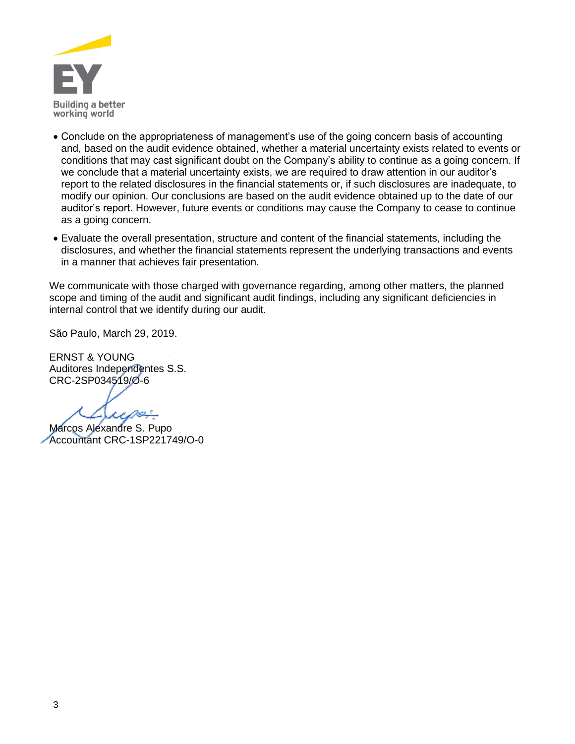- Conclude on the appropriateness of management's use of the going concern basis of accounting and, based on the audit evidence obtained, whether a material uncertainty exists related to events or conditions that may cast significant doubt on the Company's ability to continue as a going concern. If we conclude that a material uncertainty exists, we are required to draw attention in our auditor's report to the related disclosures in the financial statements or, if such disclosures are inadequate, to modify our opinion. Our conclusions are based on the audit evidence obtained up to the date of our auditor's report. However, future events or conditions may cause the Company to cease to continue as a going concern.
- Evaluate the overall presentation, structure and content of the financial statements, including the disclosures, and whether the financial statements represent the underlying transactions and events in a manner that achieves fair presentation.

We communicate with those charged with governance regarding, among other matters, the planned scope and timing of the audit and significant audit findings, including any significant deficiencies in internal control that we identify during our audit.

São Paulo, March 29, 2019.

ERNST & YOUNG
Auditores Independentes S.S.
CRC-2SP034519/O-6

Marcos Alexandre S. Pupo
Accountant CRC-1SP221749/O-0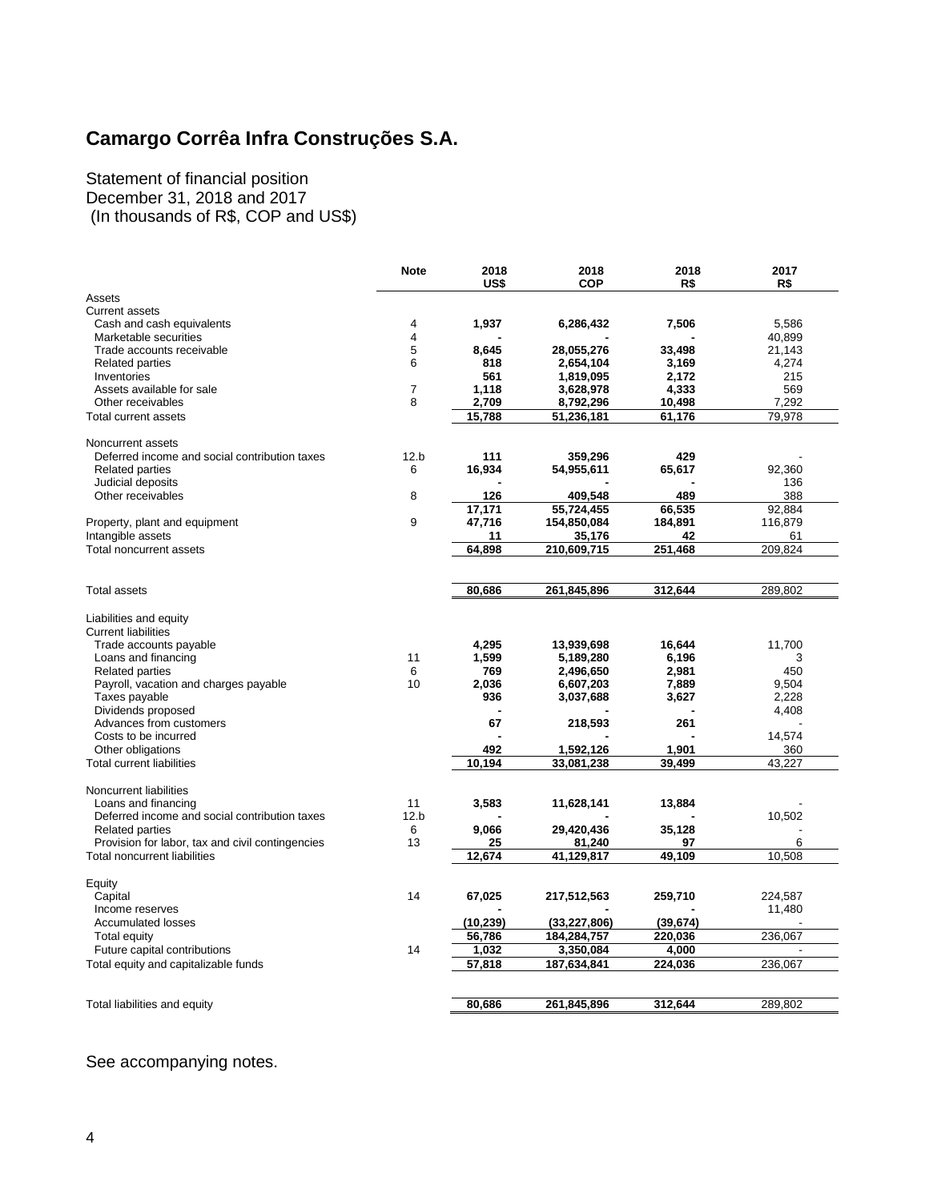# Camargo Corrêa Infra Construções S.A.

Statement of financial position
December 31, 2018 and 2017
(In thousands of R$, COP and US$)

| | Note | 2018 US$ | 2018 COP | 2018 R$ | 2017 R$ |
|---|---|---|---|---|---|
| Assets | | | | | |
| Current assets | | | | | |
| Cash and cash equivalents | 4 | **1,937** | **6,286,432** | **7,506** | 5,586 |
| Marketable securities | 4 | **-** | **-** | **-** | 40,899 |
| Trade accounts receivable | 5 | **8,645** | **28,055,276** | **33,498** | 21,143 |
| Related parties | 6 | **818** | **2,654,104** | **3,169** | 4,274 |
| Inventories | | **561** | **1,819,095** | **2,172** | 215 |
| Assets available for sale | 7 | **1,118** | **3,628,978** | **4,333** | 569 |
| Other receivables | 8 | **2,709** | **8,792,296** | **10,498** | 7,292 |
| Total current assets | | **15,788** | **51,236,181** | **61,176** | 79,978 |
| | | | | | |
| Noncurrent assets | | | | | |
| Deferred income and social contribution taxes | 12.b | **111** | **359,296** | **429** | - |
| Related parties | 6 | **16,934** | **54,955,611** | **65,617** | 92,360 |
| Judicial deposits | | **-** | **-** | **-** | 136 |
| Other receivables | 8 | **126** | **409,548** | **489** | 388 |
| | | **17,171** | **55,724,455** | **66,535** | 92,884 |
| Property, plant and equipment | 9 | **47,716** | **154,850,084** | **184,891** | 116,879 |
| Intangible assets | | **11** | **35,176** | **42** | 61 |
| Total noncurrent assets | | **64,898** | **210,609,715** | **251,468** | 209,824 |
| | | | | | |
| Total assets | | **80,686** | **261,845,896** | **312,644** | 289,802 |
| | | | | | |
| Liabilities and equity | | | | | |
| Current liabilities | | | | | |
| Trade accounts payable | | **4,295** | **13,939,698** | **16,644** | 11,700 |
| Loans and financing | 11 | **1,599** | **5,189,280** | **6,196** | 3 |
| Related parties | 6 | **769** | **2,496,650** | **2,981** | 450 |
| Payroll, vacation and charges payable | 10 | **2,036** | **6,607,203** | **7,889** | 9,504 |
| Taxes payable | | **936** | **3,037,688** | **3,627** | 2,228 |
| Dividends proposed | | **-** | **-** | **-** | 4,408 |
| Advances from customers | | **67** | **218,593** | **261** | - |
| Costs to be incurred | | **-** | **-** | **-** | 14,574 |
| Other obligations | | **492** | **1,592,126** | **1,901** | 360 |
| Total current liabilities | | **10,194** | **33,081,238** | **39,499** | 43,227 |
| | | | | | |
| Noncurrent liabilities | | | | | |
| Loans and financing | 11 | **3,583** | **11,628,141** | **13,884** | - |
| Deferred income and social contribution taxes | 12.b | **-** | **-** | **-** | 10,502 |
| Related parties | 6 | **9,066** | **29,420,436** | **35,128** | - |
| Provision for labor, tax and civil contingencies | 13 | **25** | **81,240** | **97** | 6 |
| Total noncurrent liabilities | | **12,674** | **41,129,817** | **49,109** | 10,508 |
| | | | | | |
| Equity | | | | | |
| Capital | 14 | **67,025** | **217,512,563** | **259,710** | 224,587 |
| Income reserves | | **-** | **-** | **-** | 11,480 |
| Accumulated losses | | **(10,239)** | **(33,227,806)** | **(39,674)** | - |
| Total equity | | **56,786** | **184,284,757** | **220,036** | 236,067 |
| Future capital contributions | 14 | **1,032** | **3,350,084** | **4,000** | - |
| Total equity and capitalizable funds | | **57,818** | **187,634,841** | **224,036** | 236,067 |
| | | | | | |
| Total liabilities and equity | | **80,686** | **261,845,896** | **312,644** | 289,802 |

See accompanying notes.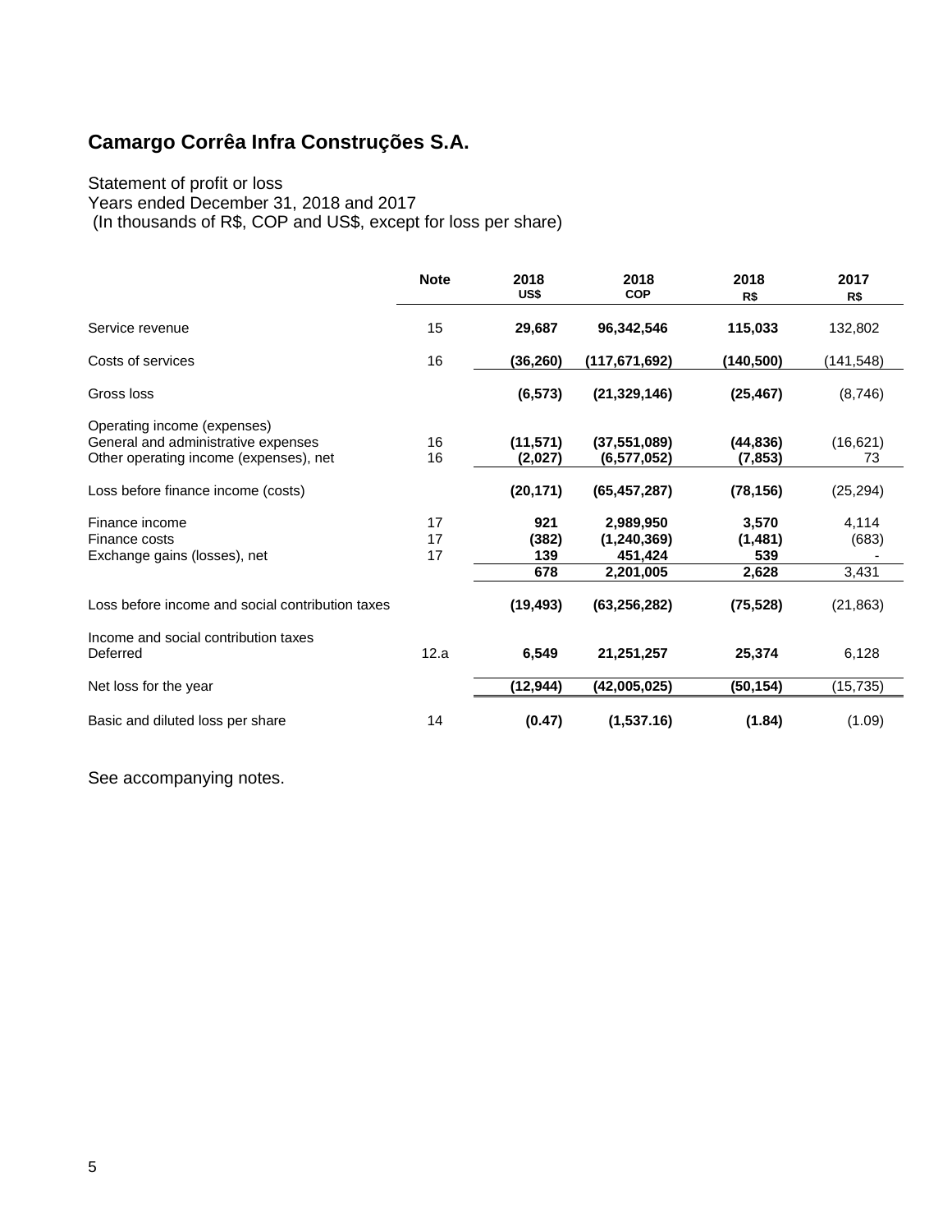# Camargo Corrêa Infra Construções S.A.

Statement of profit or loss
Years ended December 31, 2018 and 2017
(In thousands of R$, COP and US$, except for loss per share)

| | Note | 2018 US$ | 2018 COP | 2018 R$ | 2017 R$ |
|---|---|---|---|---|---|
| Service revenue | 15 | **29,687** | **96,342,546** | **115,033** | 132,802 |
| Costs of services | 16 | **(36,260)** | **(117,671,692)** | **(140,500)** | (141,548) |
| Gross loss | | **(6,573)** | **(21,329,146)** | **(25,467)** | (8,746) |
| Operating income (expenses) | | | | | |
| General and administrative expenses | 16 | **(11,571)** | **(37,551,089)** | **(44,836)** | (16,621) |
| Other operating income (expenses), net | 16 | **(2,027)** | **(6,577,052)** | **(7,853)** | 73 |
| Loss before finance income (costs) | | **(20,171)** | **(65,457,287)** | **(78,156)** | (25,294) |
| Finance income | 17 | **921** | **2,989,950** | **3,570** | 4,114 |
| Finance costs | 17 | **(382)** | **(1,240,369)** | **(1,481)** | (683) |
| Exchange gains (losses), net | 17 | **139** | **451,424** | **539** | - |
| | | **678** | **2,201,005** | **2,628** | 3,431 |
| Loss before income and social contribution taxes | | **(19,493)** | **(63,256,282)** | **(75,528)** | (21,863) |
| Income and social contribution taxes | | | | | |
| Deferred | 12.a | **6,549** | **21,251,257** | **25,374** | 6,128 |
| Net loss for the year | | **(12,944)** | **(42,005,025)** | **(50,154)** | (15,735) |
| Basic and diluted loss per share | 14 | **(0.47)** | **(1,537.16)** | **(1.84)** | (1.09) |

See accompanying notes.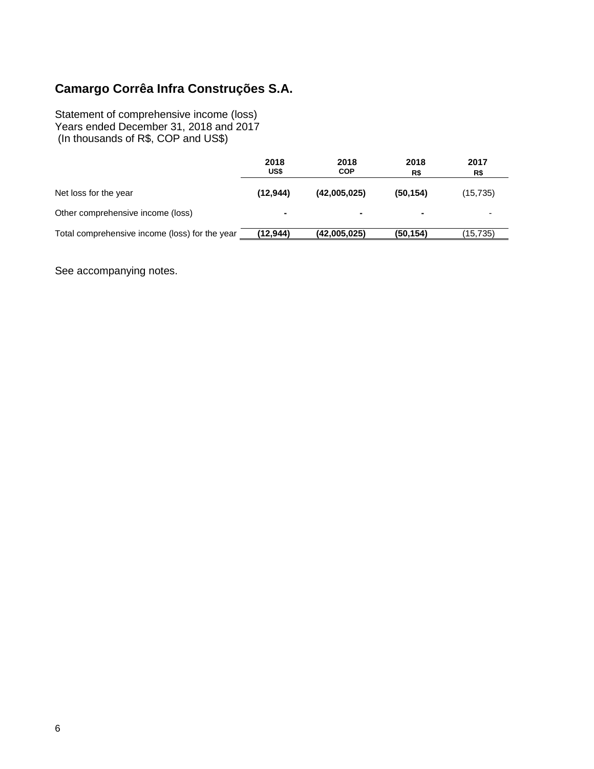# Camargo Corrêa Infra Construções S.A.

Statement of comprehensive income (loss)
Years ended December 31, 2018 and 2017
(In thousands of R$, COP and US$)

| | 2018 US$ | 2018 COP | 2018 R$ | 2017 R$ |
|---|---|---|---|---|
| Net loss for the year | **(12,944)** | **(42,005,025)** | **(50,154)** | (15,735) |
| Other comprehensive income (loss) | **-** | **-** | **-** | - |
| Total comprehensive income (loss) for the year | **(12,944)** | **(42,005,025)** | **(50,154)** | (15,735) |

See accompanying notes.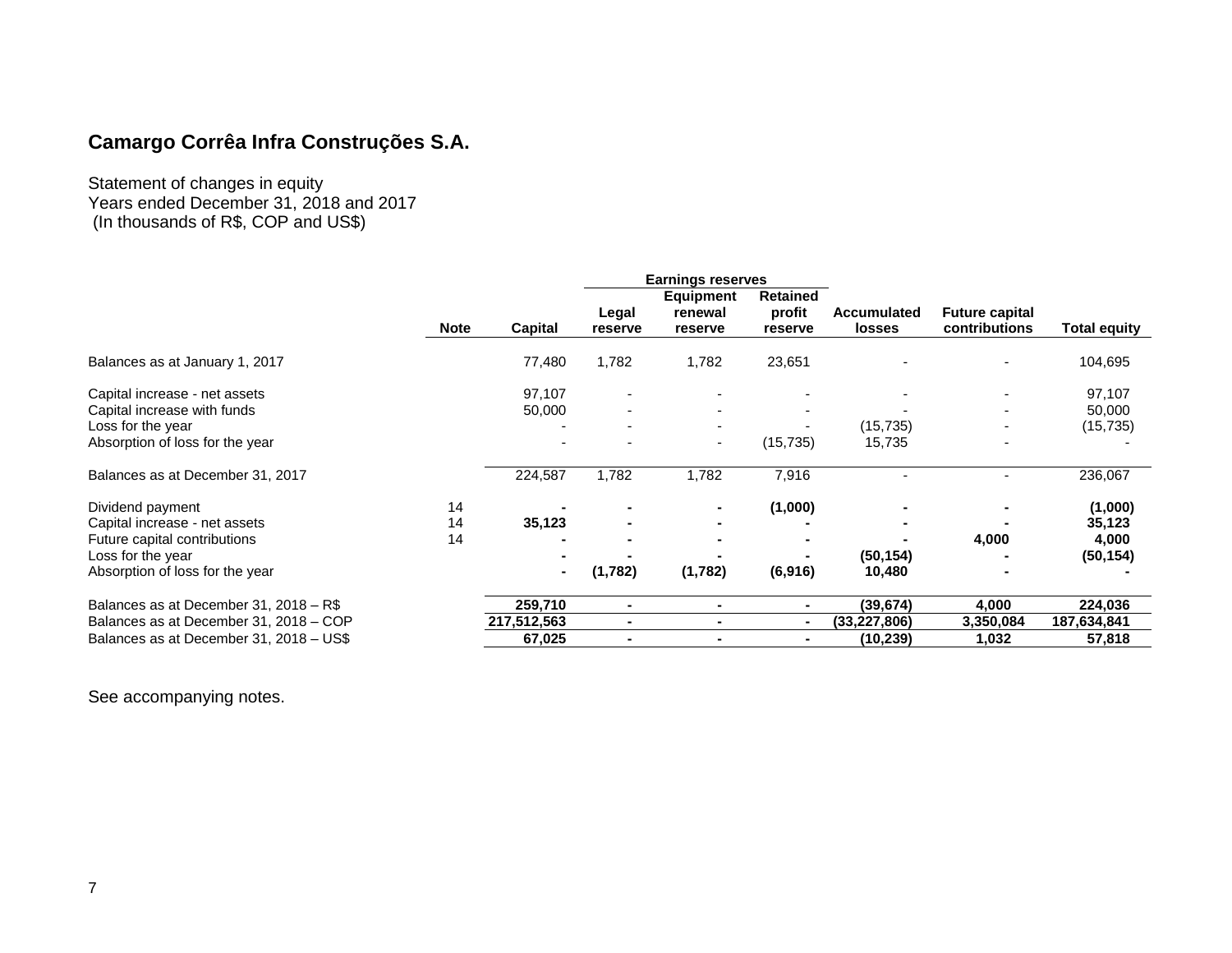## Camargo Corrêa Infra Construções S.A.

Statement of changes in equity
Years ended December 31, 2018 and 2017
(In thousands of R$, COP and US$)

| | | | Earnings reserves | | | | | |
|---|---|---|---|---|---|---|---|---|
| | Note | Capital | Legal reserve | Equipment renewal reserve | Retained profit reserve | Accumulated losses | Future capital contributions | Total equity |
| Balances as at January 1, 2017 | | 77,480 | 1,782 | 1,782 | 23,651 | - | - | 104,695 |
| Capital increase - net assets | | 97,107 | - | - | - | - | - | 97,107 |
| Capital increase with funds | | 50,000 | - | - | - | - | - | 50,000 |
| Loss for the year | | - | - | - | - | (15,735) | - | (15,735) |
| Absorption of loss for the year | | - | - | - | (15,735) | 15,735 | - | - |
| Balances as at December 31, 2017 | | 224,587 | 1,782 | 1,782 | 7,916 | - | - | 236,067 |
| Dividend payment | 14 | **-** | **-** | **-** | **(1,000)** | **-** | **-** | **(1,000)** |
| Capital increase - net assets | 14 | **35,123** | **-** | **-** | **-** | **-** | **-** | **35,123** |
| Future capital contributions | 14 | **-** | **-** | **-** | **-** | **-** | **4,000** | **4,000** |
| Loss for the year | | **-** | **-** | **-** | **-** | **(50,154)** | **-** | **(50,154)** |
| Absorption of loss for the year | | **-** | **(1,782)** | **(1,782)** | **(6,916)** | **10,480** | **-** | **-** |
| Balances as at December 31, 2018 – R$ | | **259,710** | **-** | **-** | **-** | **(39,674)** | **4,000** | **224,036** |
| Balances as at December 31, 2018 – COP | | **217,512,563** | **-** | **-** | **-** | **(33,227,806)** | **3,350,084** | **187,634,841** |
| Balances as at December 31, 2018 – US$ | | **67,025** | **-** | **-** | **-** | **(10,239)** | **1,032** | **57,818** |

See accompanying notes.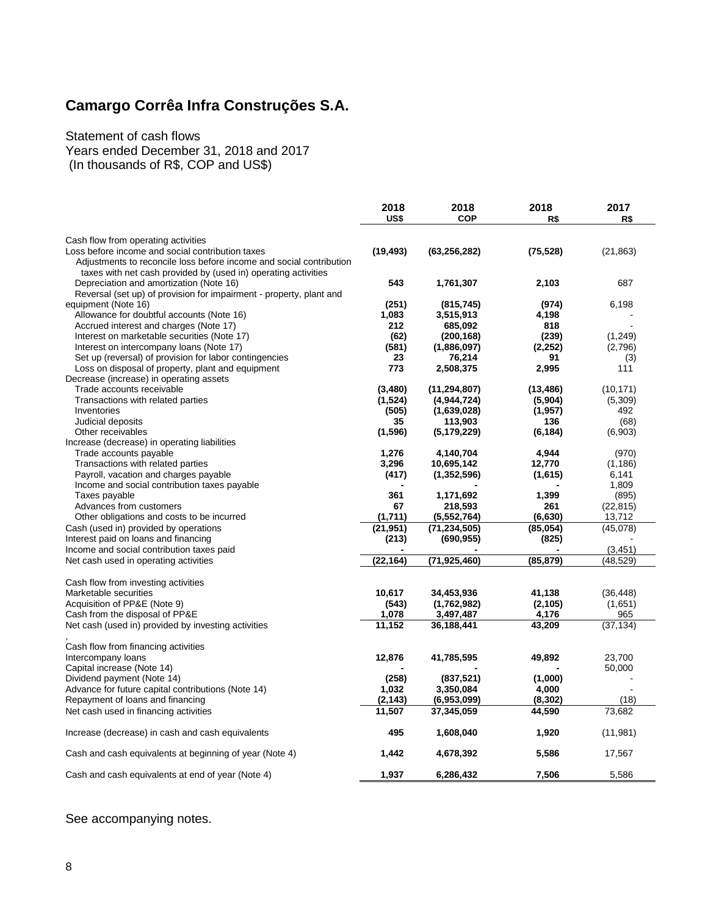# Camargo Corrêa Infra Construções S.A.

Statement of cash flows
Years ended December 31, 2018 and 2017
(In thousands of R$, COP and US$)

| | 2018 US$ | 2018 COP | 2018 R$ | 2017 R$ |
|---|---|---|---|---|
| Cash flow from operating activities | | | | |
| Loss before income and social contribution taxes | **(19,493)** | **(63,256,282)** | **(75,528)** | (21,863) |
| Adjustments to reconcile loss before income and social contribution taxes with net cash provided by (used in) operating activities | | | | |
| Depreciation and amortization (Note 16) | **543** | **1,761,307** | **2,103** | 687 |
| Reversal (set up) of provision for impairment - property, plant and equipment (Note 16) | **(251)** | **(815,745)** | **(974)** | 6,198 |
| Allowance for doubtful accounts (Note 16) | **1,083** | **3,515,913** | **4,198** | - |
| Accrued interest and charges (Note 17) | **212** | **685,092** | **818** | - |
| Interest on marketable securities (Note 17) | **(62)** | **(200,168)** | **(239)** | (1,249) |
| Interest on intercompany loans (Note 17) | **(581)** | **(1,886,097)** | **(2,252)** | (2,796) |
| Set up (reversal) of provision for labor contingencies | **23** | **76,214** | **91** | (3) |
| Loss on disposal of property, plant and equipment | **773** | **2,508,375** | **2,995** | 111 |
| Decrease (increase) in operating assets | | | | |
| Trade accounts receivable | **(3,480)** | **(11,294,807)** | **(13,486)** | (10,171) |
| Transactions with related parties | **(1,524)** | **(4,944,724)** | **(5,904)** | (5,309) |
| Inventories | **(505)** | **(1,639,028)** | **(1,957)** | 492 |
| Judicial deposits | **35** | **113,903** | **136** | (68) |
| Other receivables | **(1,596)** | **(5,179,229)** | **(6,184)** | (6,903) |
| Increase (decrease) in operating liabilities | | | | |
| Trade accounts payable | **1,276** | **4,140,704** | **4,944** | (970) |
| Transactions with related parties | **3,296** | **10,695,142** | **12,770** | (1,186) |
| Payroll, vacation and charges payable | **(417)** | **(1,352,596)** | **(1,615)** | 6,141 |
| Income and social contribution taxes payable | **-** | **-** | **-** | 1,809 |
| Taxes payable | **361** | **1,171,692** | **1,399** | (895) |
| Advances from customers | **67** | **218,593** | **261** | (22,815) |
| Other obligations and costs to be incurred | **(1,711)** | **(5,552,764)** | **(6,630)** | 13,712 |
| Cash (used in) provided by operations | **(21,951)** | **(71,234,505)** | **(85,054)** | (45,078) |
| Interest paid on loans and financing | **(213)** | **(690,955)** | **(825)** | - |
| Income and social contribution taxes paid | **-** | **-** | **-** | (3,451) |
| Net cash used in operating activities | **(22,164)** | **(71,925,460)** | **(85,879)** | (48,529) |
| | | | | |
| Cash flow from investing activities | | | | |
| Marketable securities | **10,617** | **34,453,936** | **41,138** | (36,448) |
| Acquisition of PP&E (Note 9) | **(543)** | **(1,762,982)** | **(2,105)** | (1,651) |
| Cash from the disposal of PP&E | **1,078** | **3,497,487** | **4,176** | 965 |
| Net cash (used in) provided by investing activities | **11,152** | **36,188,441** | **43,209** | (37,134) |
| | | | | |
| Cash flow from financing activities | | | | |
| Intercompany loans | **12,876** | **41,785,595** | **49,892** | 23,700 |
| Capital increase (Note 14) | **-** | **-** | **-** | 50,000 |
| Dividend payment (Note 14) | **(258)** | **(837,521)** | **(1,000)** | - |
| Advance for future capital contributions (Note 14) | **1,032** | **3,350,084** | **4,000** | - |
| Repayment of loans and financing | **(2,143)** | **(6,953,099)** | **(8,302)** | (18) |
| Net cash used in financing activities | **11,507** | **37,345,059** | **44,590** | 73,682 |
| | | | | |
| Increase (decrease) in cash and cash equivalents | **495** | **1,608,040** | **1,920** | (11,981) |
| | | | | |
| Cash and cash equivalents at beginning of year (Note 4) | **1,442** | **4,678,392** | **5,586** | 17,567 |
| | | | | |
| Cash and cash equivalents at end of year (Note 4) | **1,937** | **6,286,432** | **7,506** | 5,586 |

See accompanying notes.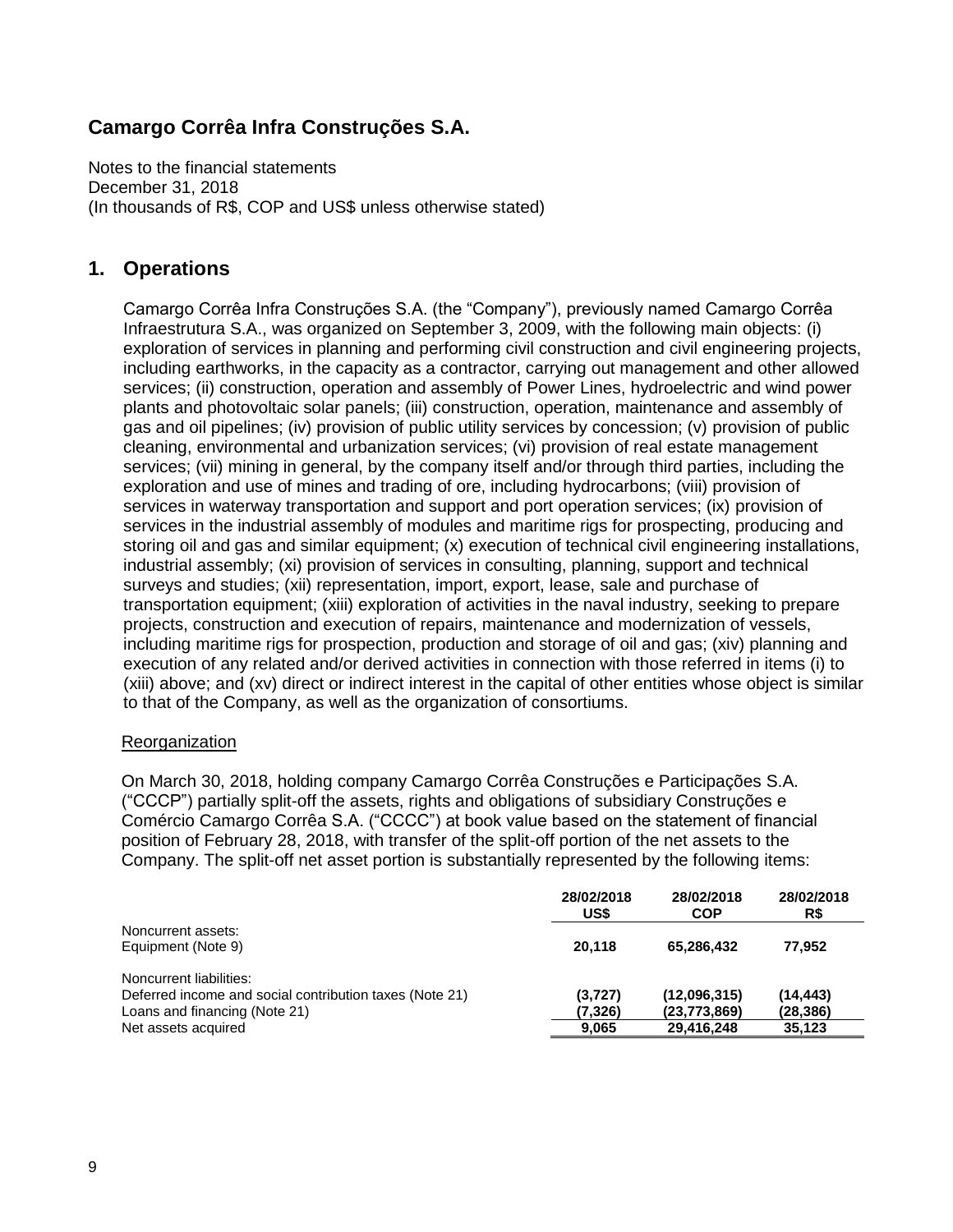# Camargo Corrêa Infra Construções S.A.

Notes to the financial statements
December 31, 2018
(In thousands of R$, COP and US$ unless otherwise stated)

## 1. Operations

Camargo Corrêa Infra Construções S.A. (the "Company"), previously named Camargo Corrêa Infraestrutura S.A., was organized on September 3, 2009, with the following main objects: (i) exploration of services in planning and performing civil construction and civil engineering projects, including earthworks, in the capacity as a contractor, carrying out management and other allowed services; (ii) construction, operation and assembly of Power Lines, hydroelectric and wind power plants and photovoltaic solar panels; (iii) construction, operation, maintenance and assembly of gas and oil pipelines; (iv) provision of public utility services by concession; (v) provision of public cleaning, environmental and urbanization services; (vi) provision of real estate management services; (vii) mining in general, by the company itself and/or through third parties, including the exploration and use of mines and trading of ore, including hydrocarbons; (viii) provision of services in waterway transportation and support and port operation services; (ix) provision of services in the industrial assembly of modules and maritime rigs for prospecting, producing and storing oil and gas and similar equipment; (x) execution of technical civil engineering installations, industrial assembly; (xi) provision of services in consulting, planning, support and technical surveys and studies; (xii) representation, import, export, lease, sale and purchase of transportation equipment; (xiii) exploration of activities in the naval industry, seeking to prepare projects, construction and execution of repairs, maintenance and modernization of vessels, including maritime rigs for prospection, production and storage of oil and gas; (xiv) planning and execution of any related and/or derived activities in connection with those referred in items (i) to (xiii) above; and (xv) direct or indirect interest in the capital of other entities whose object is similar to that of the Company, as well as the organization of consortiums.

Reorganization

On March 30, 2018, holding company Camargo Corrêa Construções e Participações S.A. ("CCCP") partially split-off the assets, rights and obligations of subsidiary Construções e Comércio Camargo Corrêa S.A. ("CCCC") at book value based on the statement of financial position of February 28, 2018, with transfer of the split-off portion of the net assets to the Company. The split-off net asset portion is substantially represented by the following items:

| | 28/02/2018 US$ | 28/02/2018 COP | 28/02/2018 R$ |
|---|---|---|---|
| Noncurrent assets: | | | |
| Equipment (Note 9) | **20,118** | **65,286,432** | **77,952** |
| Noncurrent liabilities: | | | |
| Deferred income and social contribution taxes (Note 21) | **(3,727)** | **(12,096,315)** | **(14,443)** |
| Loans and financing (Note 21) | **(7,326)** | **(23,773,869)** | **(28,386)** |
| Net assets acquired | **9,065** | **29,416,248** | **35,123** |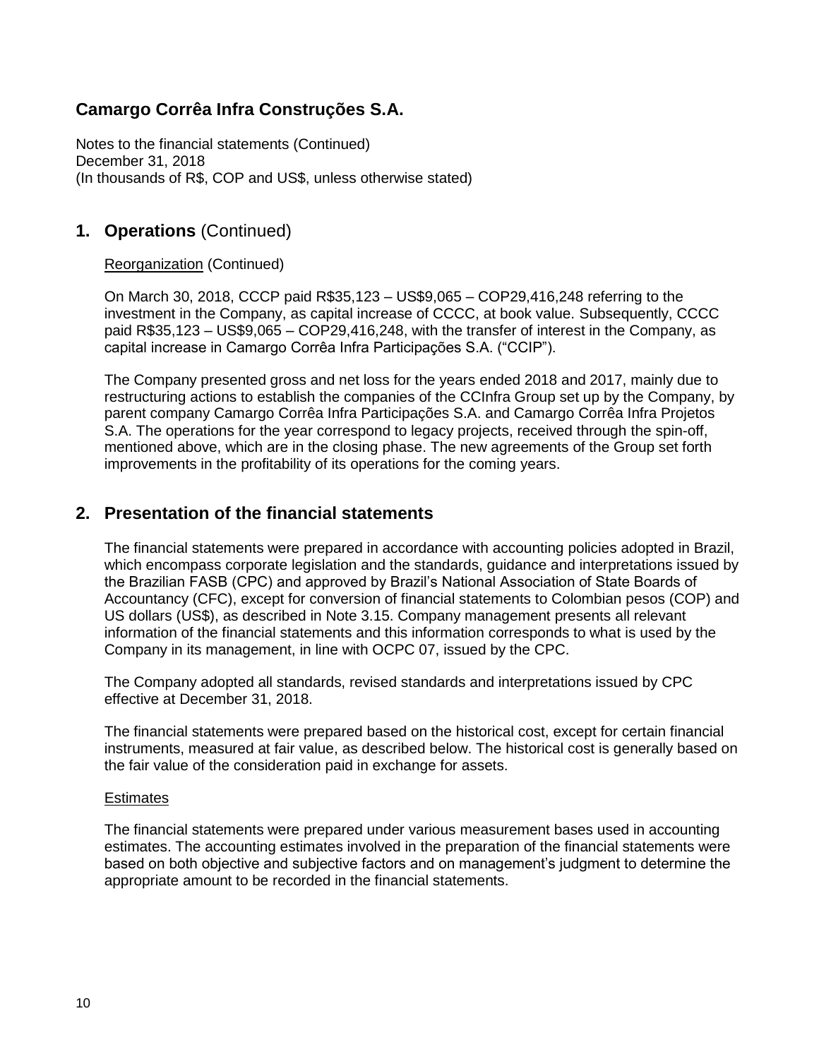## 1. Operations (Continued)

Reorganization (Continued)

On March 30, 2018, CCCP paid R$35,123 – US$9,065 – COP29,416,248 referring to the investment in the Company, as capital increase of CCCC, at book value. Subsequently, CCCC paid R$35,123 – US$9,065 – COP29,416,248, with the transfer of interest in the Company, as capital increase in Camargo Corrêa Infra Participações S.A. ("CCIP").

The Company presented gross and net loss for the years ended 2018 and 2017, mainly due to restructuring actions to establish the companies of the CCInfra Group set up by the Company, by parent company Camargo Corrêa Infra Participações S.A. and Camargo Corrêa Infra Projetos S.A. The operations for the year correspond to legacy projects, received through the spin-off, mentioned above, which are in the closing phase. The new agreements of the Group set forth improvements in the profitability of its operations for the coming years.

## 2. Presentation of the financial statements

The financial statements were prepared in accordance with accounting policies adopted in Brazil, which encompass corporate legislation and the standards, guidance and interpretations issued by the Brazilian FASB (CPC) and approved by Brazil's National Association of State Boards of Accountancy (CFC), except for conversion of financial statements to Colombian pesos (COP) and US dollars (US$), as described in Note 3.15. Company management presents all relevant information of the financial statements and this information corresponds to what is used by the Company in its management, in line with OCPC 07, issued by the CPC.

The Company adopted all standards, revised standards and interpretations issued by CPC effective at December 31, 2018.

The financial statements were prepared based on the historical cost, except for certain financial instruments, measured at fair value, as described below. The historical cost is generally based on the fair value of the consideration paid in exchange for assets.

Estimates

The financial statements were prepared under various measurement bases used in accounting estimates. The accounting estimates involved in the preparation of the financial statements were based on both objective and subjective factors and on management's judgment to determine the appropriate amount to be recorded in the financial statements.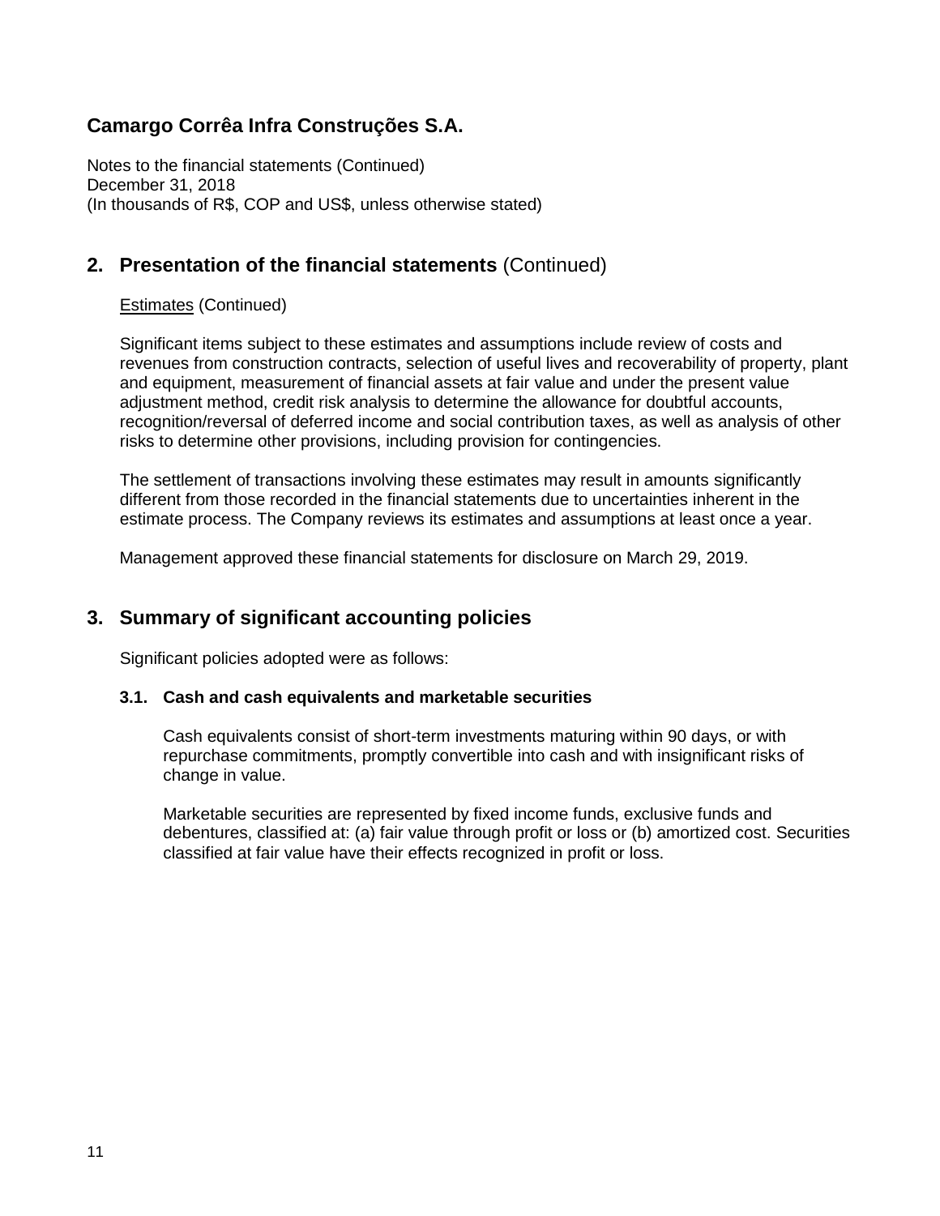## 2. Presentation of the financial statements (Continued)

Estimates (Continued)

Significant items subject to these estimates and assumptions include review of costs and revenues from construction contracts, selection of useful lives and recoverability of property, plant and equipment, measurement of financial assets at fair value and under the present value adjustment method, credit risk analysis to determine the allowance for doubtful accounts, recognition/reversal of deferred income and social contribution taxes, as well as analysis of other risks to determine other provisions, including provision for contingencies.

The settlement of transactions involving these estimates may result in amounts significantly different from those recorded in the financial statements due to uncertainties inherent in the estimate process. The Company reviews its estimates and assumptions at least once a year.

Management approved these financial statements for disclosure on March 29, 2019.

## 3. Summary of significant accounting policies

Significant policies adopted were as follows:

### 3.1. Cash and cash equivalents and marketable securities

Cash equivalents consist of short-term investments maturing within 90 days, or with repurchase commitments, promptly convertible into cash and with insignificant risks of change in value.

Marketable securities are represented by fixed income funds, exclusive funds and debentures, classified at: (a) fair value through profit or loss or (b) amortized cost. Securities classified at fair value have their effects recognized in profit or loss.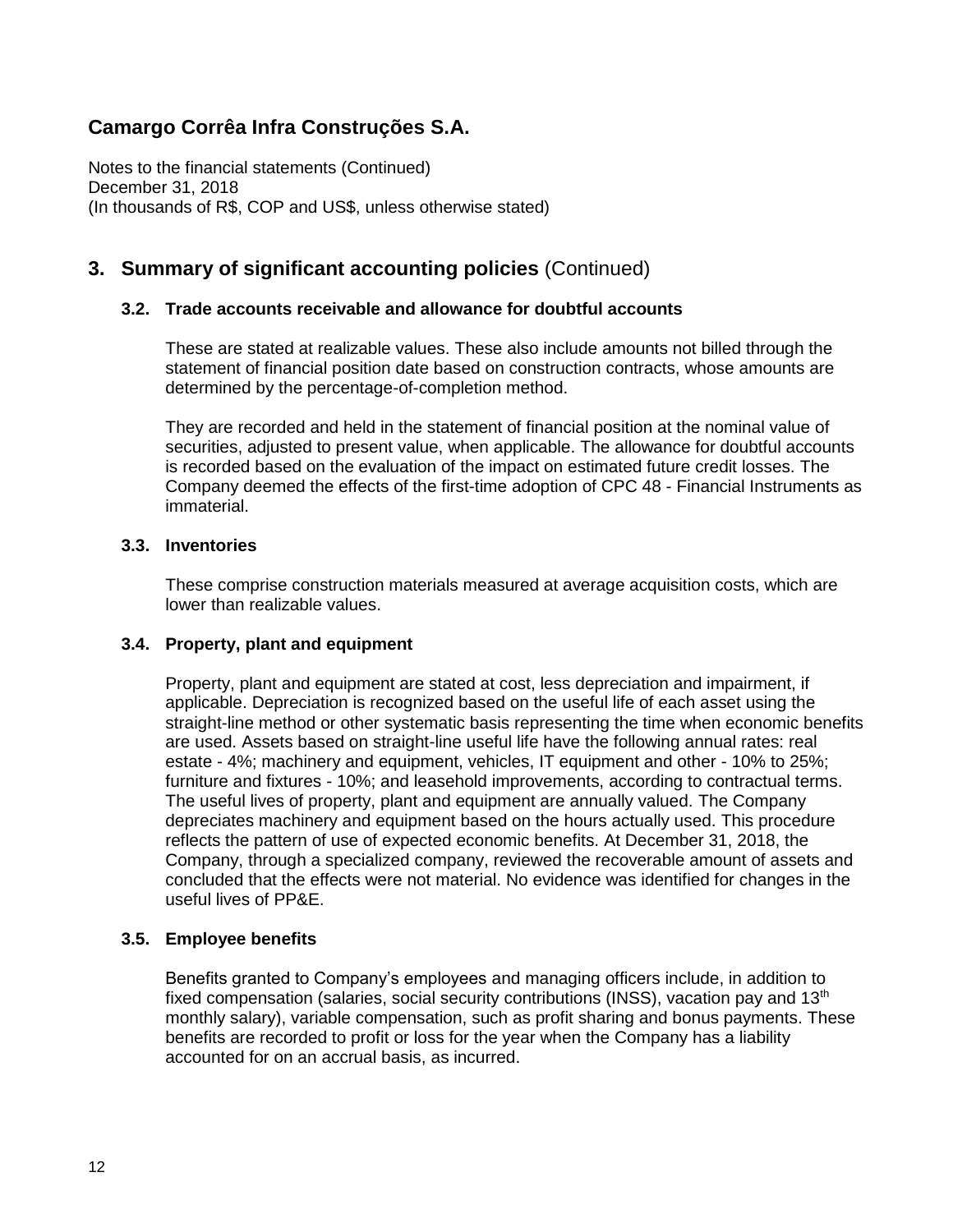# Camargo Corrêa Infra Construções S.A.

Notes to the financial statements (Continued)
December 31, 2018
(In thousands of R$, COP and US$, unless otherwise stated)

## 3. Summary of significant accounting policies (Continued)

### 3.2. Trade accounts receivable and allowance for doubtful accounts

These are stated at realizable values. These also include amounts not billed through the statement of financial position date based on construction contracts, whose amounts are determined by the percentage-of-completion method.

They are recorded and held in the statement of financial position at the nominal value of securities, adjusted to present value, when applicable. The allowance for doubtful accounts is recorded based on the evaluation of the impact on estimated future credit losses. The Company deemed the effects of the first-time adoption of CPC 48 - Financial Instruments as immaterial.

### 3.3. Inventories

These comprise construction materials measured at average acquisition costs, which are lower than realizable values.

### 3.4. Property, plant and equipment

Property, plant and equipment are stated at cost, less depreciation and impairment, if applicable. Depreciation is recognized based on the useful life of each asset using the straight-line method or other systematic basis representing the time when economic benefits are used. Assets based on straight-line useful life have the following annual rates: real estate - 4%; machinery and equipment, vehicles, IT equipment and other - 10% to 25%; furniture and fixtures - 10%; and leasehold improvements, according to contractual terms. The useful lives of property, plant and equipment are annually valued. The Company depreciates machinery and equipment based on the hours actually used. This procedure reflects the pattern of use of expected economic benefits. At December 31, 2018, the Company, through a specialized company, reviewed the recoverable amount of assets and concluded that the effects were not material. No evidence was identified for changes in the useful lives of PP&E.

### 3.5. Employee benefits

Benefits granted to Company's employees and managing officers include, in addition to fixed compensation (salaries, social security contributions (INSS), vacation pay and 13th monthly salary), variable compensation, such as profit sharing and bonus payments. These benefits are recorded to profit or loss for the year when the Company has a liability accounted for on an accrual basis, as incurred.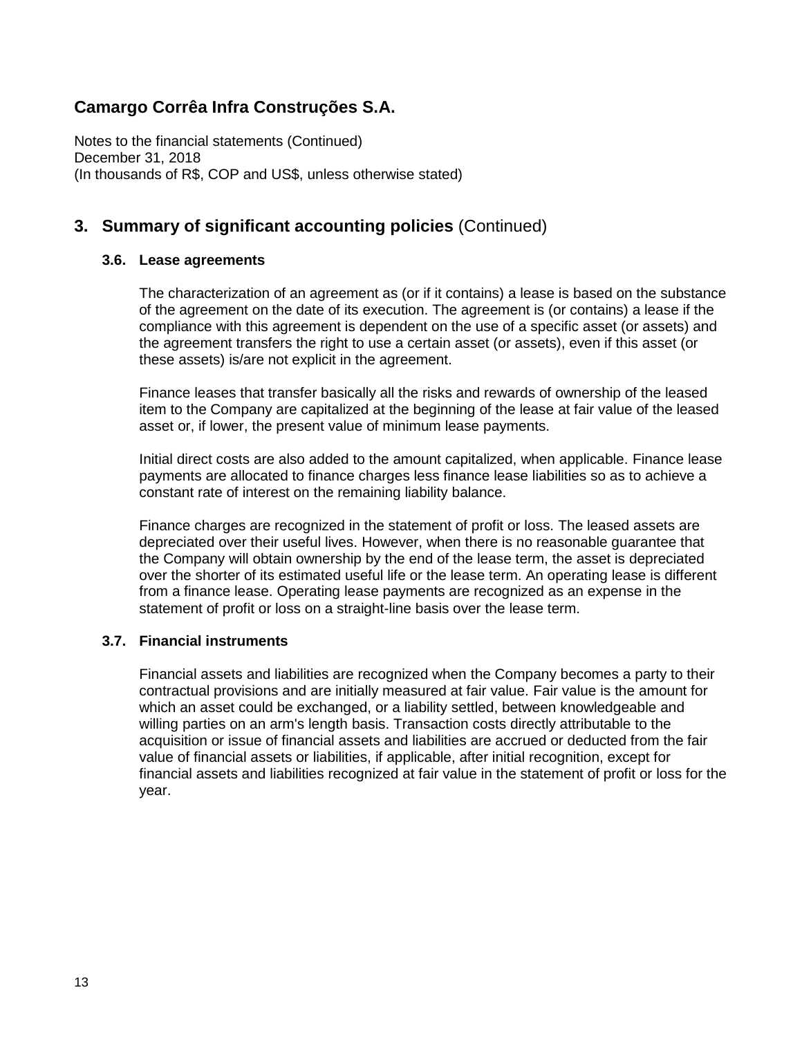# Camargo Corrêa Infra Construções S.A.

Notes to the financial statements (Continued)
December 31, 2018
(In thousands of R$, COP and US$, unless otherwise stated)

## 3. Summary of significant accounting policies (Continued)

### 3.6. Lease agreements

The characterization of an agreement as (or if it contains) a lease is based on the substance of the agreement on the date of its execution. The agreement is (or contains) a lease if the compliance with this agreement is dependent on the use of a specific asset (or assets) and the agreement transfers the right to use a certain asset (or assets), even if this asset (or these assets) is/are not explicit in the agreement.

Finance leases that transfer basically all the risks and rewards of ownership of the leased item to the Company are capitalized at the beginning of the lease at fair value of the leased asset or, if lower, the present value of minimum lease payments.

Initial direct costs are also added to the amount capitalized, when applicable. Finance lease payments are allocated to finance charges less finance lease liabilities so as to achieve a constant rate of interest on the remaining liability balance.

Finance charges are recognized in the statement of profit or loss. The leased assets are depreciated over their useful lives. However, when there is no reasonable guarantee that the Company will obtain ownership by the end of the lease term, the asset is depreciated over the shorter of its estimated useful life or the lease term. An operating lease is different from a finance lease. Operating lease payments are recognized as an expense in the statement of profit or loss on a straight-line basis over the lease term.

### 3.7. Financial instruments

Financial assets and liabilities are recognized when the Company becomes a party to their contractual provisions and are initially measured at fair value. Fair value is the amount for which an asset could be exchanged, or a liability settled, between knowledgeable and willing parties on an arm's length basis. Transaction costs directly attributable to the acquisition or issue of financial assets and liabilities are accrued or deducted from the fair value of financial assets or liabilities, if applicable, after initial recognition, except for financial assets and liabilities recognized at fair value in the statement of profit or loss for the year.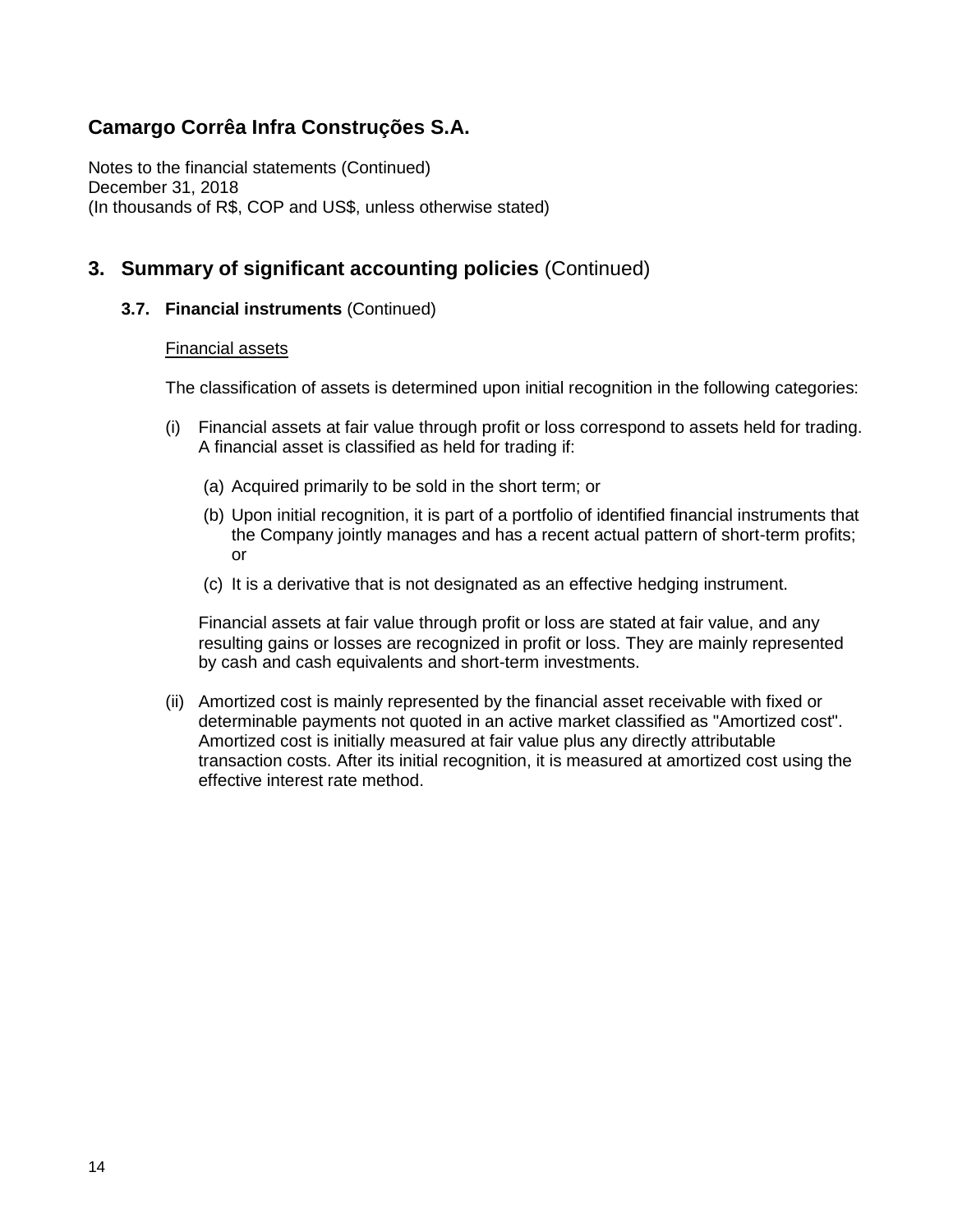# Camargo Corrêa Infra Construções S.A.

Notes to the financial statements (Continued)
December 31, 2018
(In thousands of R$, COP and US$, unless otherwise stated)

## 3. Summary of significant accounting policies (Continued)

### 3.7. Financial instruments (Continued)

Financial assets

The classification of assets is determined upon initial recognition in the following categories:

(i) Financial assets at fair value through profit or loss correspond to assets held for trading. A financial asset is classified as held for trading if:

(a) Acquired primarily to be sold in the short term; or

(b) Upon initial recognition, it is part of a portfolio of identified financial instruments that the Company jointly manages and has a recent actual pattern of short-term profits; or

(c) It is a derivative that is not designated as an effective hedging instrument.

Financial assets at fair value through profit or loss are stated at fair value, and any resulting gains or losses are recognized in profit or loss. They are mainly represented by cash and cash equivalents and short-term investments.

(ii) Amortized cost is mainly represented by the financial asset receivable with fixed or determinable payments not quoted in an active market classified as "Amortized cost". Amortized cost is initially measured at fair value plus any directly attributable transaction costs. After its initial recognition, it is measured at amortized cost using the effective interest rate method.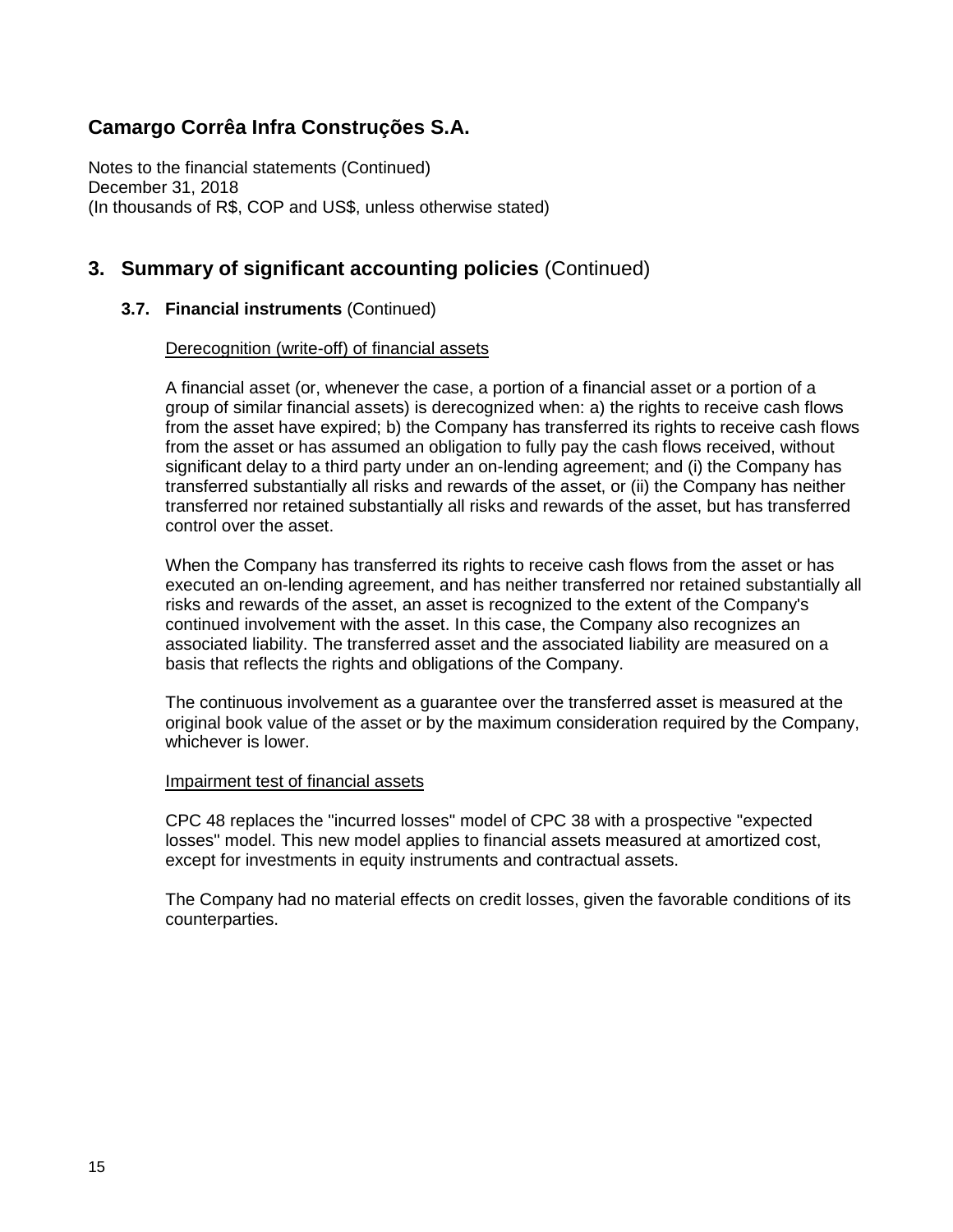# Camargo Corrêa Infra Construções S.A.

Notes to the financial statements (Continued)
December 31, 2018
(In thousands of R$, COP and US$, unless otherwise stated)

## 3. Summary of significant accounting policies (Continued)

### 3.7. Financial instruments (Continued)

Derecognition (write-off) of financial assets

A financial asset (or, whenever the case, a portion of a financial asset or a portion of a group of similar financial assets) is derecognized when: a) the rights to receive cash flows from the asset have expired; b) the Company has transferred its rights to receive cash flows from the asset or has assumed an obligation to fully pay the cash flows received, without significant delay to a third party under an on-lending agreement; and (i) the Company has transferred substantially all risks and rewards of the asset, or (ii) the Company has neither transferred nor retained substantially all risks and rewards of the asset, but has transferred control over the asset.

When the Company has transferred its rights to receive cash flows from the asset or has executed an on-lending agreement, and has neither transferred nor retained substantially all risks and rewards of the asset, an asset is recognized to the extent of the Company's continued involvement with the asset. In this case, the Company also recognizes an associated liability. The transferred asset and the associated liability are measured on a basis that reflects the rights and obligations of the Company.

The continuous involvement as a guarantee over the transferred asset is measured at the original book value of the asset or by the maximum consideration required by the Company, whichever is lower.

Impairment test of financial assets

CPC 48 replaces the "incurred losses" model of CPC 38 with a prospective "expected losses" model. This new model applies to financial assets measured at amortized cost, except for investments in equity instruments and contractual assets.

The Company had no material effects on credit losses, given the favorable conditions of its counterparties.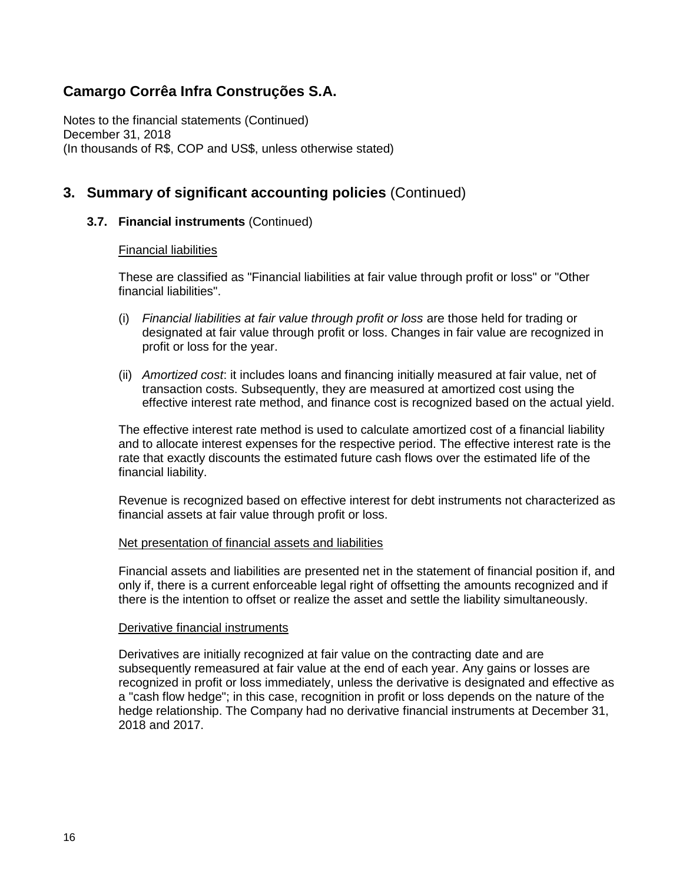# Camargo Corrêa Infra Construções S.A.

Notes to the financial statements (Continued)
December 31, 2018
(In thousands of R$, COP and US$, unless otherwise stated)

## 3. Summary of significant accounting policies (Continued)

### 3.7. Financial instruments (Continued)

Financial liabilities

These are classified as "Financial liabilities at fair value through profit or loss" or "Other financial liabilities".

(i) *Financial liabilities at fair value through profit or loss* are those held for trading or designated at fair value through profit or loss. Changes in fair value are recognized in profit or loss for the year.

(ii) *Amortized cost*: it includes loans and financing initially measured at fair value, net of transaction costs. Subsequently, they are measured at amortized cost using the effective interest rate method, and finance cost is recognized based on the actual yield.

The effective interest rate method is used to calculate amortized cost of a financial liability and to allocate interest expenses for the respective period. The effective interest rate is the rate that exactly discounts the estimated future cash flows over the estimated life of the financial liability.

Revenue is recognized based on effective interest for debt instruments not characterized as financial assets at fair value through profit or loss.

Net presentation of financial assets and liabilities

Financial assets and liabilities are presented net in the statement of financial position if, and only if, there is a current enforceable legal right of offsetting the amounts recognized and if there is the intention to offset or realize the asset and settle the liability simultaneously.

Derivative financial instruments

Derivatives are initially recognized at fair value on the contracting date and are subsequently remeasured at fair value at the end of each year. Any gains or losses are recognized in profit or loss immediately, unless the derivative is designated and effective as a "cash flow hedge"; in this case, recognition in profit or loss depends on the nature of the hedge relationship. The Company had no derivative financial instruments at December 31, 2018 and 2017.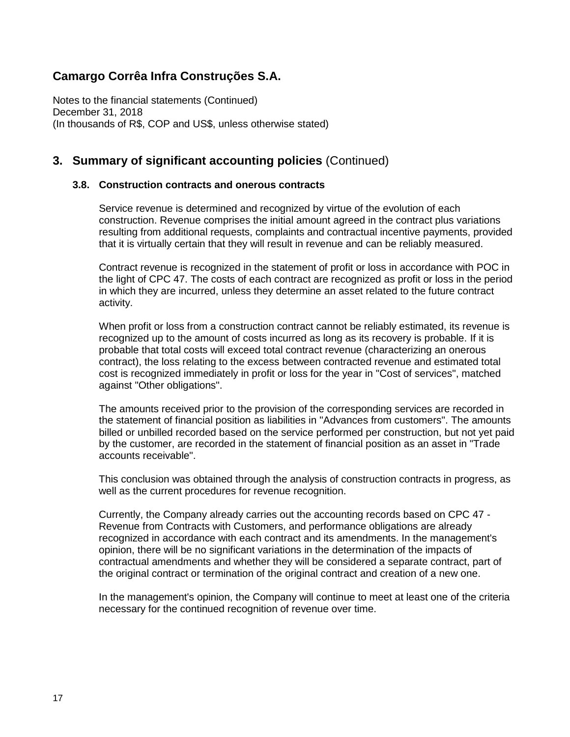## 3. Summary of significant accounting policies (Continued)

### 3.8. Construction contracts and onerous contracts

Service revenue is determined and recognized by virtue of the evolution of each construction. Revenue comprises the initial amount agreed in the contract plus variations resulting from additional requests, complaints and contractual incentive payments, provided that it is virtually certain that they will result in revenue and can be reliably measured.

Contract revenue is recognized in the statement of profit or loss in accordance with POC in the light of CPC 47. The costs of each contract are recognized as profit or loss in the period in which they are incurred, unless they determine an asset related to the future contract activity.

When profit or loss from a construction contract cannot be reliably estimated, its revenue is recognized up to the amount of costs incurred as long as its recovery is probable. If it is probable that total costs will exceed total contract revenue (characterizing an onerous contract), the loss relating to the excess between contracted revenue and estimated total cost is recognized immediately in profit or loss for the year in "Cost of services", matched against "Other obligations".

The amounts received prior to the provision of the corresponding services are recorded in the statement of financial position as liabilities in "Advances from customers". The amounts billed or unbilled recorded based on the service performed per construction, but not yet paid by the customer, are recorded in the statement of financial position as an asset in "Trade accounts receivable".

This conclusion was obtained through the analysis of construction contracts in progress, as well as the current procedures for revenue recognition.

Currently, the Company already carries out the accounting records based on CPC 47 - Revenue from Contracts with Customers, and performance obligations are already recognized in accordance with each contract and its amendments. In the management's opinion, there will be no significant variations in the determination of the impacts of contractual amendments and whether they will be considered a separate contract, part of the original contract or termination of the original contract and creation of a new one.

In the management's opinion, the Company will continue to meet at least one of the criteria necessary for the continued recognition of revenue over time.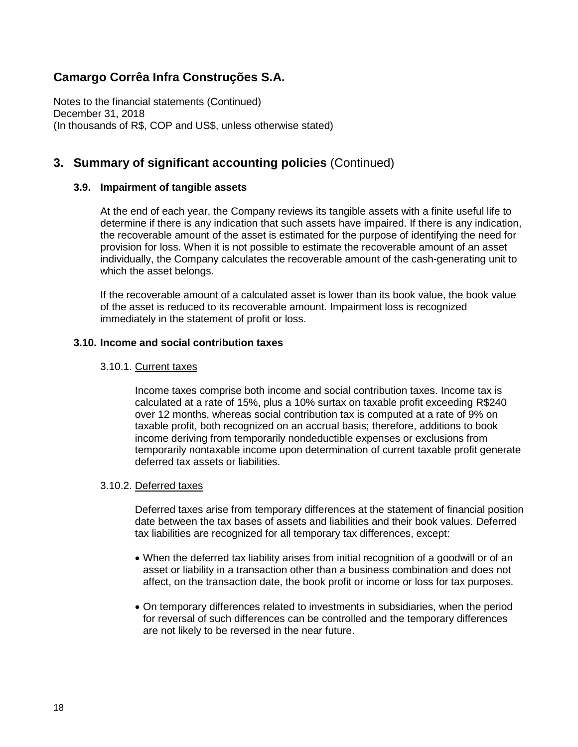# Camargo Corrêa Infra Construções S.A.

Notes to the financial statements (Continued)
December 31, 2018
(In thousands of R$, COP and US$, unless otherwise stated)

## 3. Summary of significant accounting policies (Continued)

### 3.9. Impairment of tangible assets

At the end of each year, the Company reviews its tangible assets with a finite useful life to determine if there is any indication that such assets have impaired. If there is any indication, the recoverable amount of the asset is estimated for the purpose of identifying the need for provision for loss. When it is not possible to estimate the recoverable amount of an asset individually, the Company calculates the recoverable amount of the cash-generating unit to which the asset belongs.

If the recoverable amount of a calculated asset is lower than its book value, the book value of the asset is reduced to its recoverable amount. Impairment loss is recognized immediately in the statement of profit or loss.

### 3.10. Income and social contribution taxes

#### 3.10.1. Current taxes

Income taxes comprise both income and social contribution taxes. Income tax is calculated at a rate of 15%, plus a 10% surtax on taxable profit exceeding R$240 over 12 months, whereas social contribution tax is computed at a rate of 9% on taxable profit, both recognized on an accrual basis; therefore, additions to book income deriving from temporarily nondeductible expenses or exclusions from temporarily nontaxable income upon determination of current taxable profit generate deferred tax assets or liabilities.

#### 3.10.2. Deferred taxes

Deferred taxes arise from temporary differences at the statement of financial position date between the tax bases of assets and liabilities and their book values. Deferred tax liabilities are recognized for all temporary tax differences, except:

- When the deferred tax liability arises from initial recognition of a goodwill or of an asset or liability in a transaction other than a business combination and does not affect, on the transaction date, the book profit or income or loss for tax purposes.

- On temporary differences related to investments in subsidiaries, when the period for reversal of such differences can be controlled and the temporary differences are not likely to be reversed in the near future.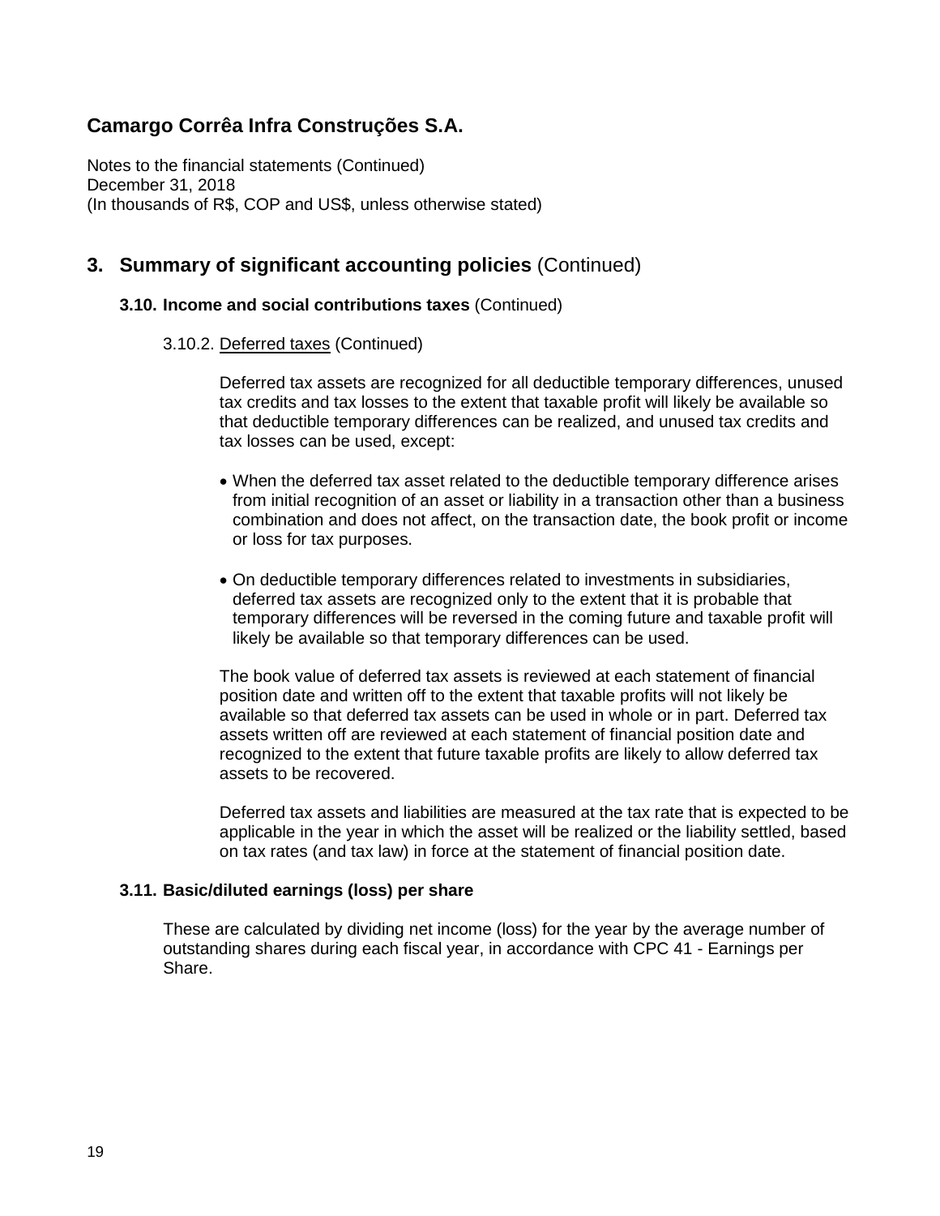# Camargo Corrêa Infra Construções S.A.

Notes to the financial statements (Continued)
December 31, 2018
(In thousands of R$, COP and US$, unless otherwise stated)

## 3. Summary of significant accounting policies (Continued)

### 3.10. Income and social contributions taxes (Continued)

3.10.2. Deferred taxes (Continued)

Deferred tax assets are recognized for all deductible temporary differences, unused tax credits and tax losses to the extent that taxable profit will likely be available so that deductible temporary differences can be realized, and unused tax credits and tax losses can be used, except:

- When the deferred tax asset related to the deductible temporary difference arises from initial recognition of an asset or liability in a transaction other than a business combination and does not affect, on the transaction date, the book profit or income or loss for tax purposes.
- On deductible temporary differences related to investments in subsidiaries, deferred tax assets are recognized only to the extent that it is probable that temporary differences will be reversed in the coming future and taxable profit will likely be available so that temporary differences can be used.

The book value of deferred tax assets is reviewed at each statement of financial position date and written off to the extent that taxable profits will not likely be available so that deferred tax assets can be used in whole or in part. Deferred tax assets written off are reviewed at each statement of financial position date and recognized to the extent that future taxable profits are likely to allow deferred tax assets to be recovered.

Deferred tax assets and liabilities are measured at the tax rate that is expected to be applicable in the year in which the asset will be realized or the liability settled, based on tax rates (and tax law) in force at the statement of financial position date.

### 3.11. Basic/diluted earnings (loss) per share

These are calculated by dividing net income (loss) for the year by the average number of outstanding shares during each fiscal year, in accordance with CPC 41 - Earnings per Share.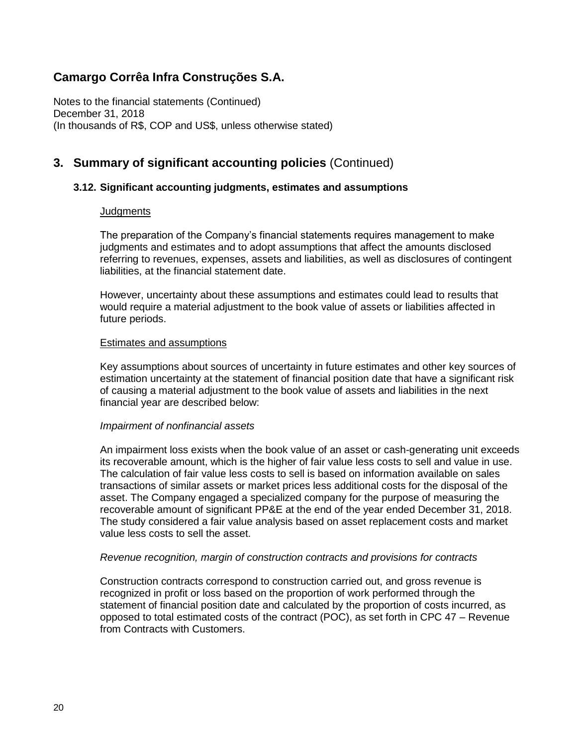## 3. Summary of significant accounting policies (Continued)

### 3.12. Significant accounting judgments, estimates and assumptions

Judgments

The preparation of the Company's financial statements requires management to make judgments and estimates and to adopt assumptions that affect the amounts disclosed referring to revenues, expenses, assets and liabilities, as well as disclosures of contingent liabilities, at the financial statement date.

However, uncertainty about these assumptions and estimates could lead to results that would require a material adjustment to the book value of assets or liabilities affected in future periods.

Estimates and assumptions

Key assumptions about sources of uncertainty in future estimates and other key sources of estimation uncertainty at the statement of financial position date that have a significant risk of causing a material adjustment to the book value of assets and liabilities in the next financial year are described below:

*Impairment of nonfinancial assets*

An impairment loss exists when the book value of an asset or cash-generating unit exceeds its recoverable amount, which is the higher of fair value less costs to sell and value in use. The calculation of fair value less costs to sell is based on information available on sales transactions of similar assets or market prices less additional costs for the disposal of the asset. The Company engaged a specialized company for the purpose of measuring the recoverable amount of significant PP&E at the end of the year ended December 31, 2018. The study considered a fair value analysis based on asset replacement costs and market value less costs to sell the asset.

*Revenue recognition, margin of construction contracts and provisions for contracts*

Construction contracts correspond to construction carried out, and gross revenue is recognized in profit or loss based on the proportion of work performed through the statement of financial position date and calculated by the proportion of costs incurred, as opposed to total estimated costs of the contract (POC), as set forth in CPC 47 – Revenue from Contracts with Customers.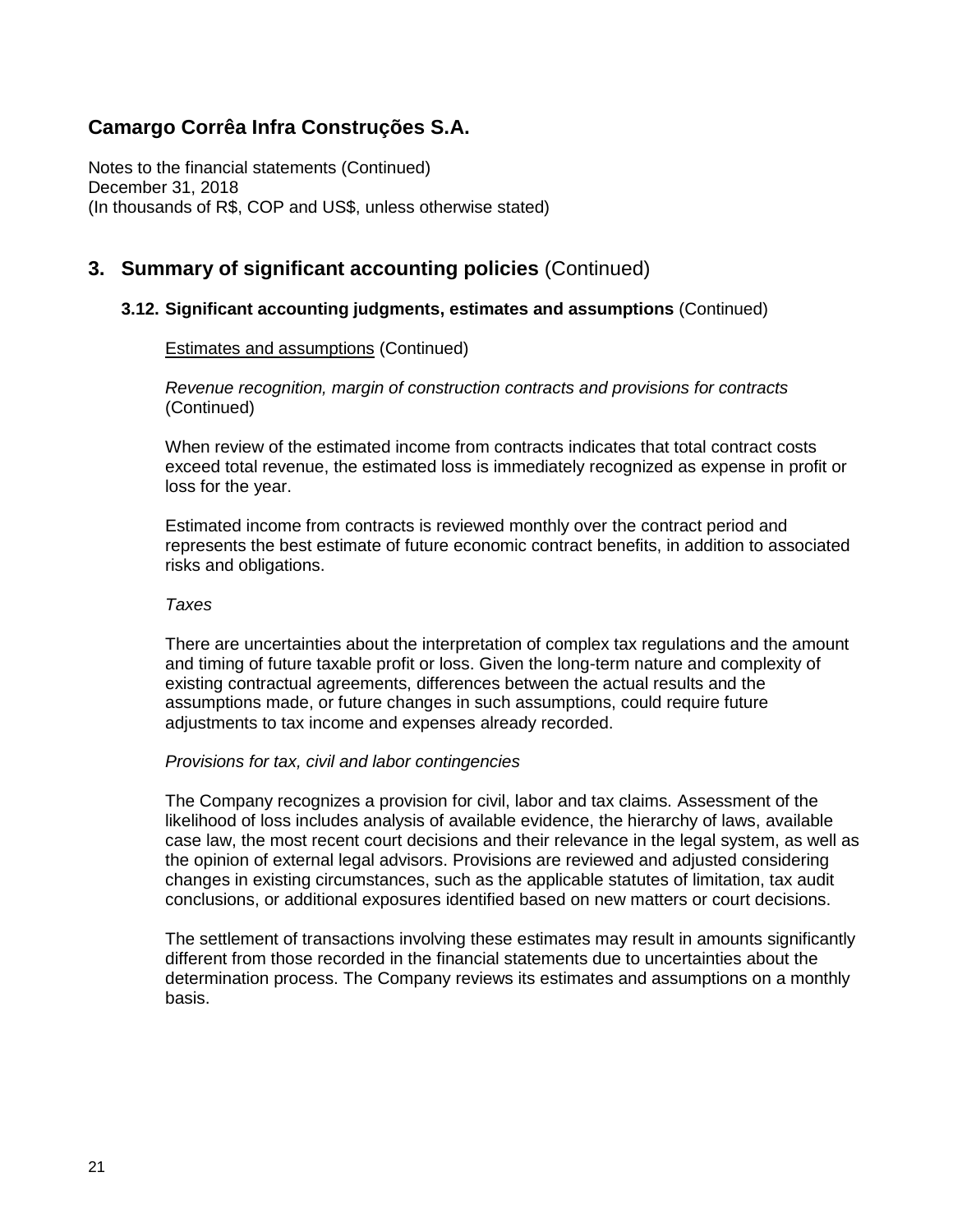# Camargo Corrêa Infra Construções S.A.

Notes to the financial statements (Continued)
December 31, 2018
(In thousands of R$, COP and US$, unless otherwise stated)

## 3. Summary of significant accounting policies (Continued)

### 3.12. Significant accounting judgments, estimates and assumptions (Continued)

Estimates and assumptions (Continued)

*Revenue recognition, margin of construction contracts and provisions for contracts* (Continued)

When review of the estimated income from contracts indicates that total contract costs exceed total revenue, the estimated loss is immediately recognized as expense in profit or loss for the year.

Estimated income from contracts is reviewed monthly over the contract period and represents the best estimate of future economic contract benefits, in addition to associated risks and obligations.

*Taxes*

There are uncertainties about the interpretation of complex tax regulations and the amount and timing of future taxable profit or loss. Given the long-term nature and complexity of existing contractual agreements, differences between the actual results and the assumptions made, or future changes in such assumptions, could require future adjustments to tax income and expenses already recorded.

*Provisions for tax, civil and labor contingencies*

The Company recognizes a provision for civil, labor and tax claims. Assessment of the likelihood of loss includes analysis of available evidence, the hierarchy of laws, available case law, the most recent court decisions and their relevance in the legal system, as well as the opinion of external legal advisors. Provisions are reviewed and adjusted considering changes in existing circumstances, such as the applicable statutes of limitation, tax audit conclusions, or additional exposures identified based on new matters or court decisions.

The settlement of transactions involving these estimates may result in amounts significantly different from those recorded in the financial statements due to uncertainties about the determination process. The Company reviews its estimates and assumptions on a monthly basis.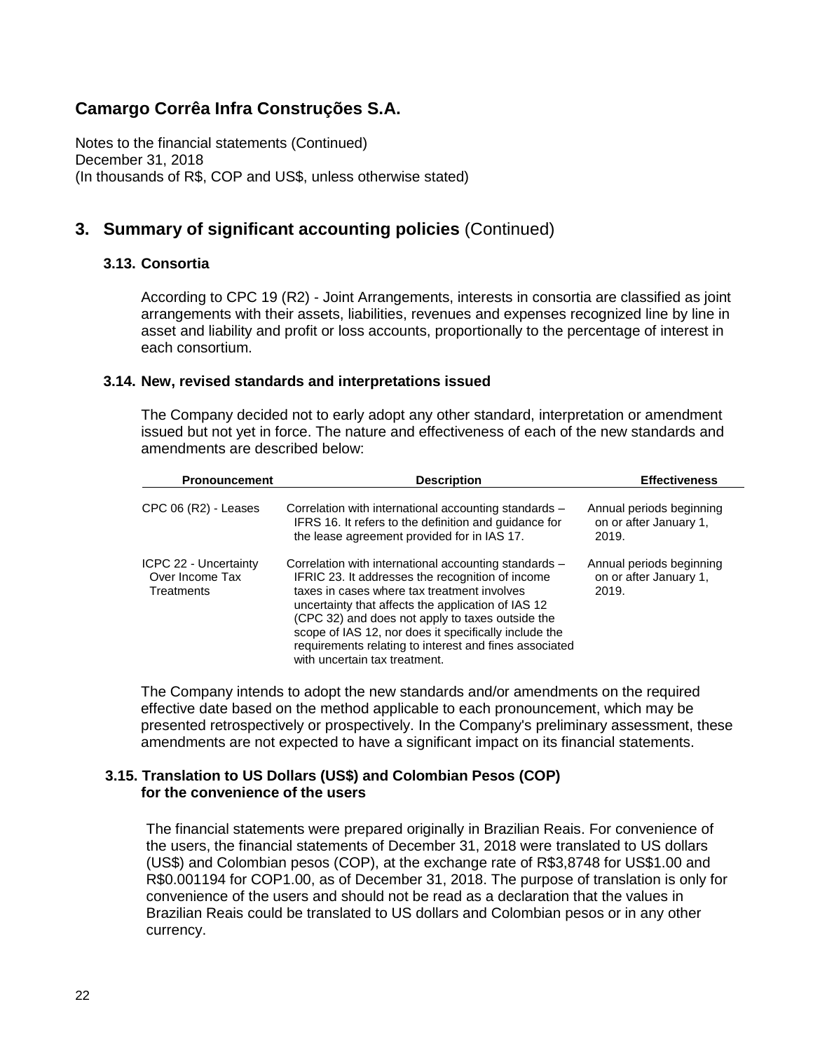# Camargo Corrêa Infra Construções S.A.

Notes to the financial statements (Continued)
December 31, 2018
(In thousands of R$, COP and US$, unless otherwise stated)

## 3. Summary of significant accounting policies (Continued)

### 3.13. Consortia

According to CPC 19 (R2) - Joint Arrangements, interests in consortia are classified as joint arrangements with their assets, liabilities, revenues and expenses recognized line by line in asset and liability and profit or loss accounts, proportionally to the percentage of interest in each consortium.

### 3.14. New, revised standards and interpretations issued

The Company decided not to early adopt any other standard, interpretation or amendment issued but not yet in force. The nature and effectiveness of each of the new standards and amendments are described below:

| Pronouncement | Description | Effectiveness |
|---|---|---|
| CPC 06 (R2) - Leases | Correlation with international accounting standards – IFRS 16. It refers to the definition and guidance for the lease agreement provided for in IAS 17. | Annual periods beginning on or after January 1, 2019. |
| ICPC 22 - Uncertainty Over Income Tax Treatments | Correlation with international accounting standards – IFRIC 23. It addresses the recognition of income taxes in cases where tax treatment involves uncertainty that affects the application of IAS 12 (CPC 32) and does not apply to taxes outside the scope of IAS 12, nor does it specifically include the requirements relating to interest and fines associated with uncertain tax treatment. | Annual periods beginning on or after January 1, 2019. |

The Company intends to adopt the new standards and/or amendments on the required effective date based on the method applicable to each pronouncement, which may be presented retrospectively or prospectively. In the Company's preliminary assessment, these amendments are not expected to have a significant impact on its financial statements.

### 3.15. Translation to US Dollars (US$) and Colombian Pesos (COP) for the convenience of the users

The financial statements were prepared originally in Brazilian Reais. For convenience of the users, the financial statements of December 31, 2018 were translated to US dollars (US$) and Colombian pesos (COP), at the exchange rate of R$3,8748 for US$1.00 and R$0.001194 for COP1.00, as of December 31, 2018. The purpose of translation is only for convenience of the users and should not be read as a declaration that the values in Brazilian Reais could be translated to US dollars and Colombian pesos or in any other currency.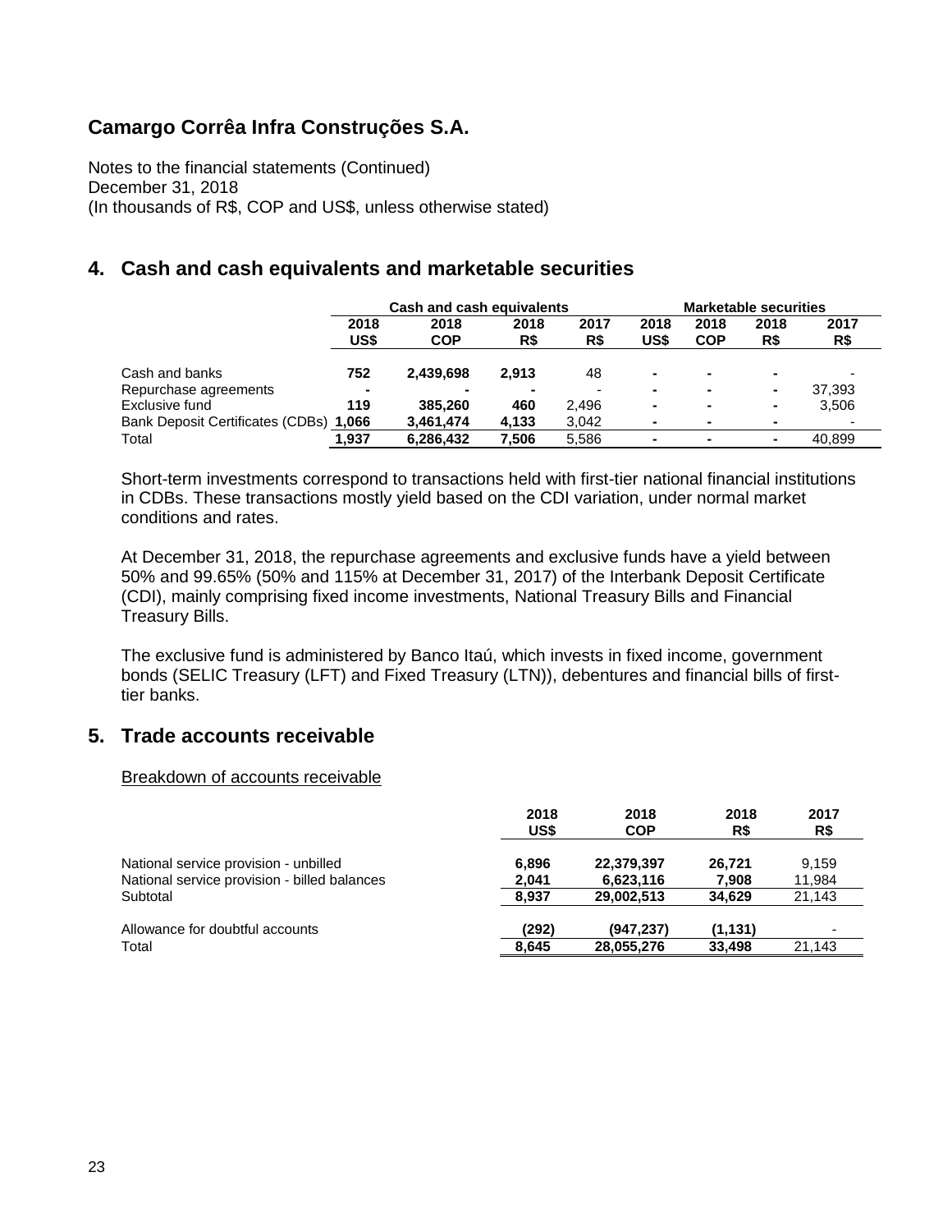## Camargo Corrêa Infra Construções S.A.

Notes to the financial statements (Continued)
December 31, 2018
(In thousands of R$, COP and US$, unless otherwise stated)

## 4. Cash and cash equivalents and marketable securities

| | Cash and cash equivalents | | | | Marketable securities | | | |
|---|---|---|---|---|---|---|---|---|
| | **2018 US$** | **2018 COP** | **2018 R$** | **2017 R$** | **2018 US$** | **2018 COP** | **2018 R$** | **2017 R$** |
| Cash and banks | **752** | **2,439,698** | **2,913** | 48 | **-** | **-** | **-** | - |
| Repurchase agreements | **-** | **-** | **-** | - | **-** | **-** | **-** | 37,393 |
| Exclusive fund | **119** | **385,260** | **460** | 2,496 | **-** | **-** | **-** | 3,506 |
| Bank Deposit Certificates (CDBs) | **1,066** | **3,461,474** | **4,133** | 3,042 | **-** | **-** | **-** | - |
| Total | **1,937** | **6,286,432** | **7,506** | 5,586 | **-** | **-** | **-** | 40,899 |

Short-term investments correspond to transactions held with first-tier national financial institutions in CDBs. These transactions mostly yield based on the CDI variation, under normal market conditions and rates.

At December 31, 2018, the repurchase agreements and exclusive funds have a yield between 50% and 99.65% (50% and 115% at December 31, 2017) of the Interbank Deposit Certificate (CDI), mainly comprising fixed income investments, National Treasury Bills and Financial Treasury Bills.

The exclusive fund is administered by Banco Itaú, which invests in fixed income, government bonds (SELIC Treasury (LFT) and Fixed Treasury (LTN)), debentures and financial bills of first-tier banks.

## 5. Trade accounts receivable

Breakdown of accounts receivable

| | **2018 US$** | **2018 COP** | **2018 R$** | **2017 R$** |
|---|---|---|---|---|
| National service provision - unbilled | **6,896** | **22,379,397** | **26,721** | 9,159 |
| National service provision - billed balances | **2,041** | **6,623,116** | **7,908** | 11,984 |
| Subtotal | **8,937** | **29,002,513** | **34,629** | 21,143 |
| | | | | |
| Allowance for doubtful accounts | **(292)** | **(947,237)** | **(1,131)** | - |
| Total | **8,645** | **28,055,276** | **33,498** | 21,143 |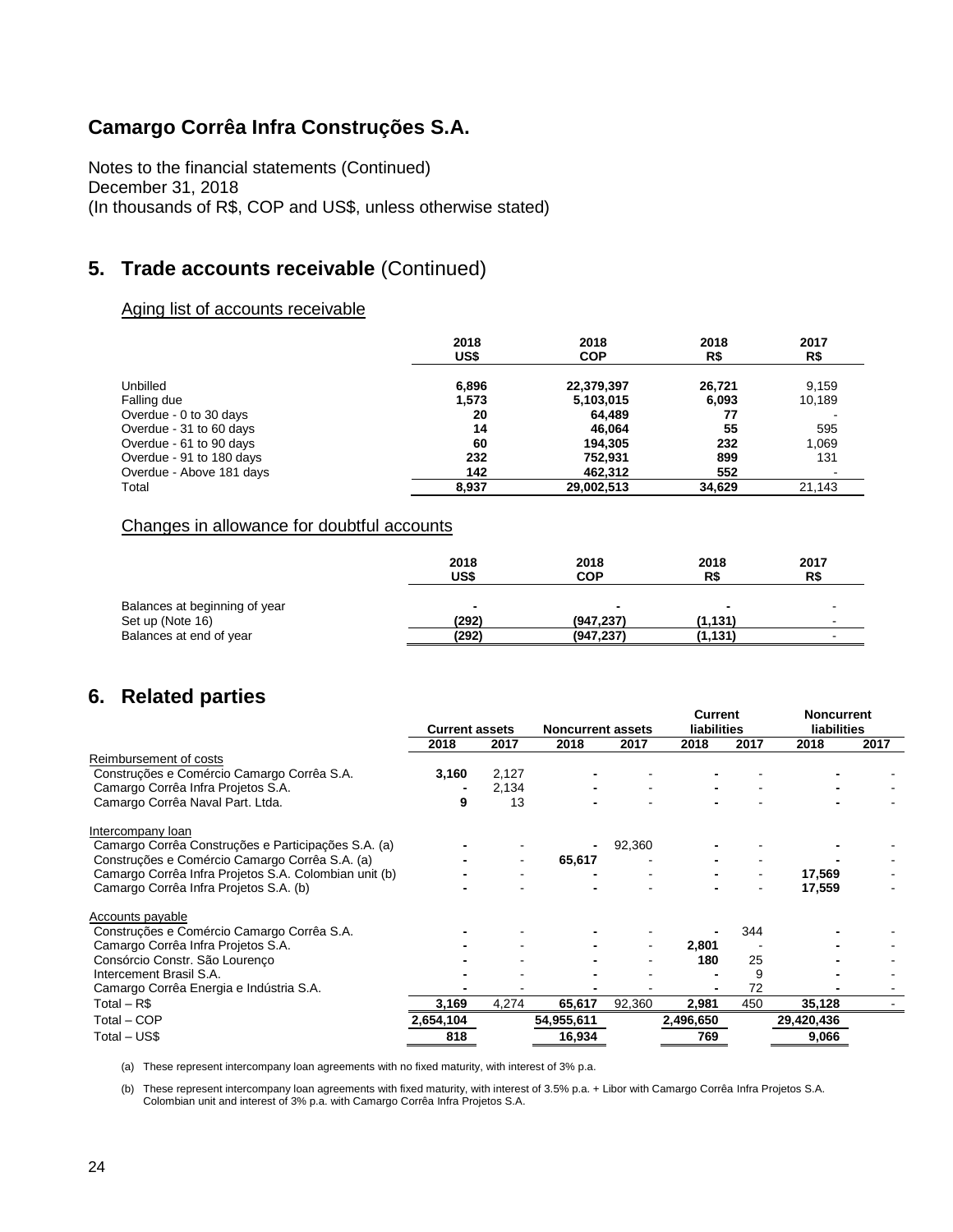# Camargo Corrêa Infra Construções S.A.

Notes to the financial statements (Continued)
December 31, 2018
(In thousands of R$, COP and US$, unless otherwise stated)

## 5. Trade accounts receivable (Continued)

### Aging list of accounts receivable

| | 2018 US$ | 2018 COP | 2018 R$ | 2017 R$ |
|---|---|---|---|---|
| Unbilled | **6,896** | **22,379,397** | **26,721** | 9,159 |
| Falling due | **1,573** | **5,103,015** | **6,093** | 10,189 |
| Overdue - 0 to 30 days | **20** | **64,489** | **77** | - |
| Overdue - 31 to 60 days | **14** | **46,064** | **55** | 595 |
| Overdue - 61 to 90 days | **60** | **194,305** | **232** | 1,069 |
| Overdue - 91 to 180 days | **232** | **752,931** | **899** | 131 |
| Overdue - Above 181 days | **142** | **462,312** | **552** | - |
| Total | **8,937** | **29,002,513** | **34,629** | 21,143 |

### Changes in allowance for doubtful accounts

| | 2018 US$ | 2018 COP | 2018 R$ | 2017 R$ |
|---|---|---|---|---|
| Balances at beginning of year | **-** | **-** | **-** | - |
| Set up (Note 16) | **(292)** | **(947,237)** | **(1,131)** | - |
| Balances at end of year | **(292)** | **(947,237)** | **(1,131)** | - |

## 6. Related parties

| | Current assets | | Noncurrent assets | | Current liabilities | | Noncurrent liabilities | |
|---|---|---|---|---|---|---|---|---|
| | 2018 | 2017 | 2018 | 2017 | 2018 | 2017 | 2018 | 2017 |
| Reimbursement of costs | | | | | | | | |
| Construções e Comércio Camargo Corrêa S.A. | **3,160** | 2,127 | **-** | - | **-** | - | **-** | - |
| Camargo Corrêa Infra Projetos S.A. | **-** | 2,134 | **-** | - | **-** | - | **-** | - |
| Camargo Corrêa Naval Part. Ltda. | **9** | 13 | **-** | - | **-** | - | **-** | - |
| Intercompany loan | | | | | | | | |
| Camargo Corrêa Construções e Participações S.A. (a) | **-** | - | **-** | 92,360 | **-** | - | **-** | - |
| Construções e Comércio Camargo Corrêa S.A. (a) | **-** | - | **65,617** | - | **-** | - | **-** | - |
| Camargo Corrêa Infra Projetos S.A. Colombian unit (b) | **-** | - | **-** | - | **-** | - | **17,569** | - |
| Camargo Corrêa Infra Projetos S.A. (b) | **-** | - | **-** | - | **-** | - | **17,559** | - |
| Accounts payable | | | | | | | | |
| Construções e Comércio Camargo Corrêa S.A. | **-** | - | **-** | - | **-** | 344 | **-** | - |
| Camargo Corrêa Infra Projetos S.A. | **-** | - | **-** | - | **2,801** | - | **-** | - |
| Consórcio Constr. São Lourenço | **-** | - | **-** | - | **180** | 25 | **-** | - |
| Intercement Brasil S.A. | **-** | - | **-** | - | **-** | 9 | **-** | - |
| Camargo Corrêa Energia e Indústria S.A. | **-** | - | **-** | - | **-** | 72 | **-** | - |
| Total – R$ | **3,169** | 4,274 | **65,617** | 92,360 | **2,981** | 450 | **35,128** | - |
| Total – COP | **2,654,104** | | **54,955,611** | | **2,496,650** | | **29,420,436** | |
| Total – US$ | **818** | | **16,934** | | **769** | | **9,066** | |

(a) These represent intercompany loan agreements with no fixed maturity, with interest of 3% p.a.

(b) These represent intercompany loan agreements with fixed maturity, with interest of 3.5% p.a. + Libor with Camargo Corrêa Infra Projetos S.A. Colombian unit and interest of 3% p.a. with Camargo Corrêa Infra Projetos S.A.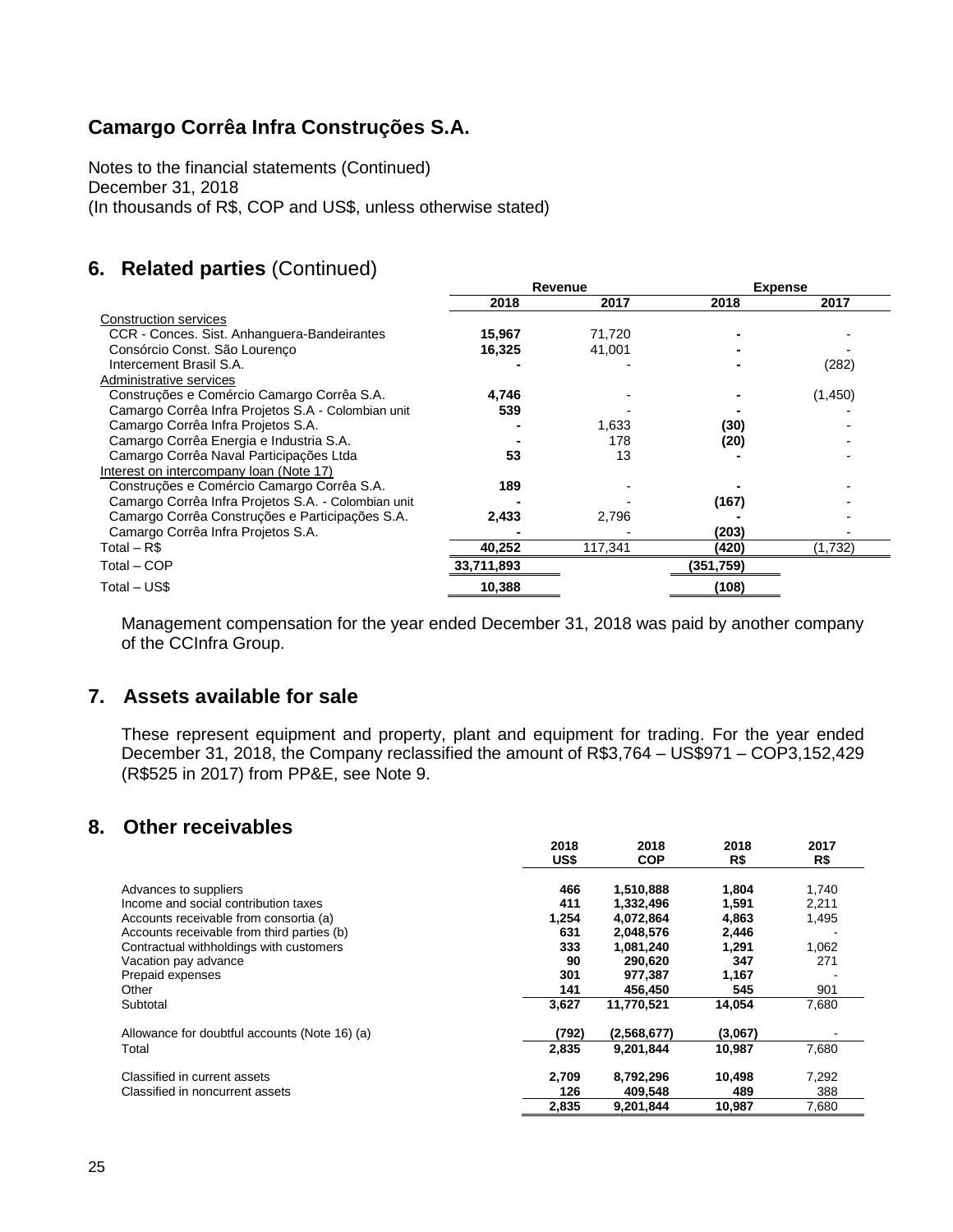# Camargo Corrêa Infra Construções S.A.

Notes to the financial statements (Continued)
December 31, 2018
(In thousands of R$, COP and US$, unless otherwise stated)

## 6. Related parties (Continued)

| | Revenue | | Expense | |
|---|---|---|---|---|
| | **2018** | **2017** | **2018** | **2017** |
| Construction services | | | | |
| CCR - Conces. Sist. Anhanguera-Bandeirantes | **15,967** | 71,720 | **-** | - |
| Consórcio Const. São Lourenço | **16,325** | 41,001 | **-** | - |
| Intercement Brasil S.A. | **-** | - | **-** | (282) |
| Administrative services | | | | |
| Construções e Comércio Camargo Corrêa S.A. | **4,746** | - | **-** | (1,450) |
| Camargo Corrêa Infra Projetos S.A - Colombian unit | **539** | - | **-** | - |
| Camargo Corrêa Infra Projetos S.A. | **-** | 1,633 | **(30)** | - |
| Camargo Corrêa Energia e Industria S.A. | **-** | 178 | **(20)** | - |
| Camargo Corrêa Naval Participações Ltda | **53** | 13 | **-** | - |
| Interest on intercompany loan (Note 17) | | | | |
| Construções e Comércio Camargo Corrêa S.A. | **189** | - | **-** | - |
| Camargo Corrêa Infra Projetos S.A. - Colombian unit | **-** | - | **(167)** | - |
| Camargo Corrêa Construções e Participações S.A. | **2,433** | 2,796 | **-** | - |
| Camargo Corrêa Infra Projetos S.A. | **-** | - | **(203)** | - |
| Total – R$ | **40,252** | 117,341 | **(420)** | (1,732) |
| Total – COP | **33,711,893** | | **(351,759)** | |
| Total – US$ | **10,388** | | **(108)** | |

Management compensation for the year ended December 31, 2018 was paid by another company of the CCInfra Group.

## 7. Assets available for sale

These represent equipment and property, plant and equipment for trading. For the year ended December 31, 2018, the Company reclassified the amount of R$3,764 – US$971 – COP3,152,429 (R$525 in 2017) from PP&E, see Note 9.

## 8. Other receivables

| | 2018 US$ | 2018 COP | 2018 R$ | 2017 R$ |
|---|---|---|---|---|
| Advances to suppliers | **466** | **1,510,888** | **1,804** | 1,740 |
| Income and social contribution taxes | **411** | **1,332,496** | **1,591** | 2,211 |
| Accounts receivable from consortia (a) | **1,254** | **4,072,864** | **4,863** | 1,495 |
| Accounts receivable from third parties (b) | **631** | **2,048,576** | **2,446** | - |
| Contractual withholdings with customers | **333** | **1,081,240** | **1,291** | 1,062 |
| Vacation pay advance | **90** | **290,620** | **347** | 271 |
| Prepaid expenses | **301** | **977,387** | **1,167** | - |
| Other | **141** | **456,450** | **545** | 901 |
| Subtotal | **3,627** | **11,770,521** | **14,054** | 7,680 |
| | | | | |
| Allowance for doubtful accounts (Note 16) (a) | **(792)** | **(2,568,677)** | **(3,067)** | - |
| Total | **2,835** | **9,201,844** | **10,987** | 7,680 |
| | | | | |
| Classified in current assets | **2,709** | **8,792,296** | **10,498** | 7,292 |
| Classified in noncurrent assets | **126** | **409,548** | **489** | 388 |
| | **2,835** | **9,201,844** | **10,987** | 7,680 |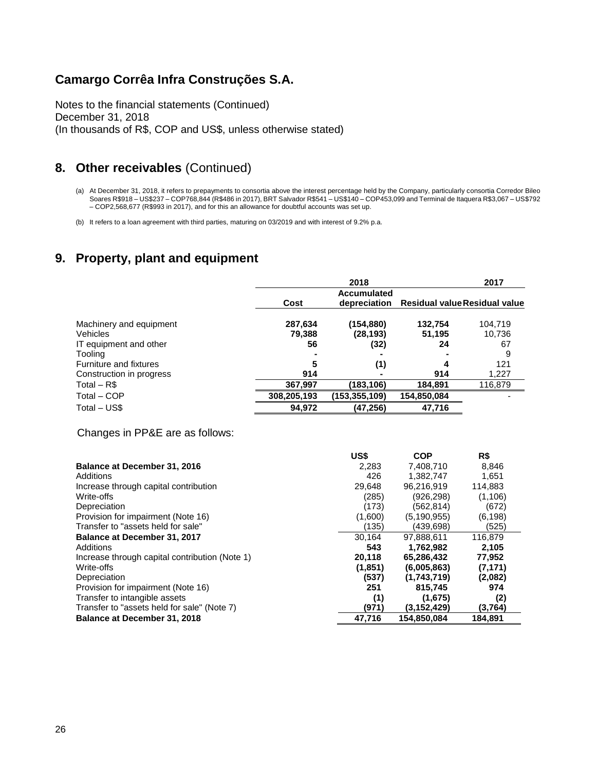## Camargo Corrêa Infra Construções S.A.

Notes to the financial statements (Continued)
December 31, 2018
(In thousands of R$, COP and US$, unless otherwise stated)

## 8. Other receivables (Continued)

(a) At December 31, 2018, it refers to prepayments to consortia above the interest percentage held by the Company, particularly consortia Corredor Bileo Soares R$918 – US$237 – COP768,844 (R$486 in 2017), BRT Salvador R$541 – US$140 – COP453,099 and Terminal de Itaquera R$3,067 – US$792 – COP2,568,677 (R$993 in 2017), and for this an allowance for doubtful accounts was set up.

(b) It refers to a loan agreement with third parties, maturing on 03/2019 and with interest of 9.2% p.a.

## 9. Property, plant and equipment

| | 2018 | | | 2017 |
|---|---|---|---|---|
| | Cost | Accumulated depreciation | Residual value | Residual value |
| Machinery and equipment | **287,634** | **(154,880)** | **132,754** | 104,719 |
| Vehicles | **79,388** | **(28,193)** | **51,195** | 10,736 |
| IT equipment and other | **56** | **(32)** | **24** | 67 |
| Tooling | **-** | **-** | **-** | 9 |
| Furniture and fixtures | **5** | **(1)** | **4** | 121 |
| Construction in progress | **914** | **-** | **914** | 1,227 |
| Total – R$ | **367,997** | **(183,106)** | **184,891** | 116,879 |
| Total – COP | **308,205,193** | **(153,355,109)** | **154,850,084** | - |
| Total – US$ | **94,972** | **(47,256)** | **47,716** | |

Changes in PP&E are as follows:

| | US$ | COP | R$ |
|---|---|---|---|
| **Balance at December 31, 2016** | 2,283 | 7,408,710 | 8,846 |
| Additions | 426 | 1,382,747 | 1,651 |
| Increase through capital contribution | 29,648 | 96,216,919 | 114,883 |
| Write-offs | (285) | (926,298) | (1,106) |
| Depreciation | (173) | (562,814) | (672) |
| Provision for impairment (Note 16) | (1,600) | (5,190,955) | (6,198) |
| Transfer to "assets held for sale" | (135) | (439,698) | (525) |
| **Balance at December 31, 2017** | 30,164 | 97,888,611 | 116,879 |
| Additions | **543** | **1,762,982** | **2,105** |
| Increase through capital contribution (Note 1) | **20,118** | **65,286,432** | **77,952** |
| Write-offs | **(1,851)** | **(6,005,863)** | **(7,171)** |
| Depreciation | **(537)** | **(1,743,719)** | **(2,082)** |
| Provision for impairment (Note 16) | **251** | **815,745** | **974** |
| Transfer to intangible assets | **(1)** | **(1,675)** | **(2)** |
| Transfer to "assets held for sale" (Note 7) | **(971)** | **(3,152,429)** | **(3,764)** |
| **Balance at December 31, 2018** | **47,716** | **154,850,084** | **184,891** |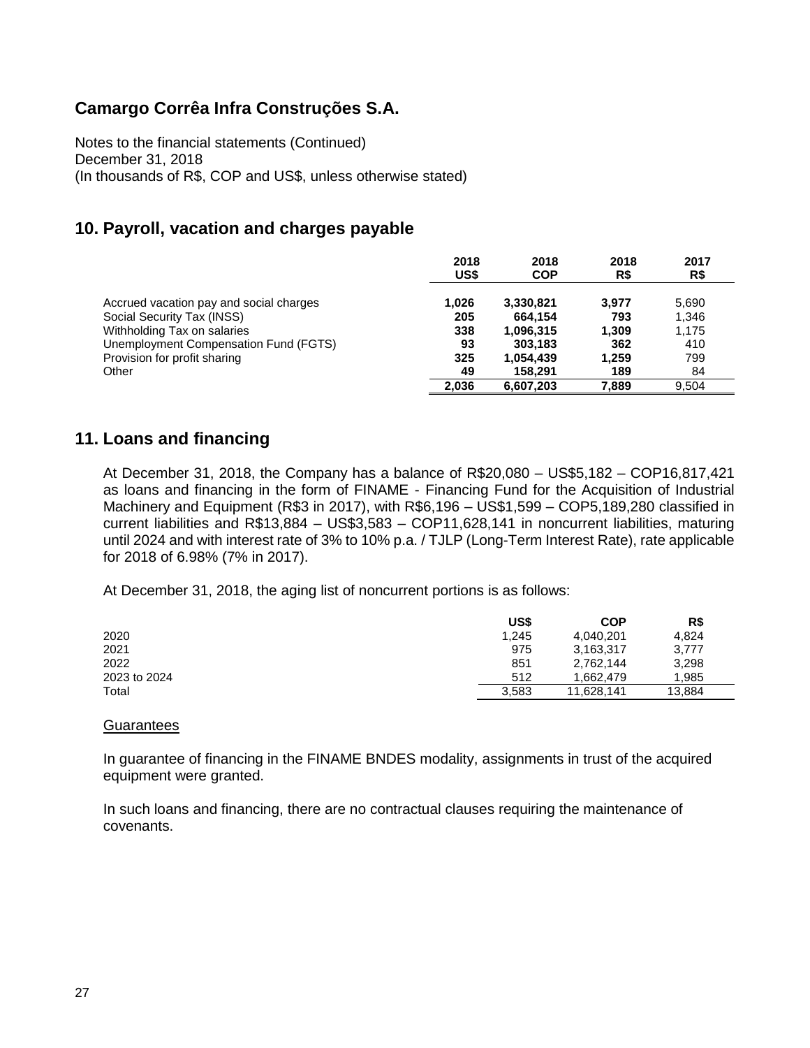# Camargo Corrêa Infra Construções S.A.

Notes to the financial statements (Continued)
December 31, 2018
(In thousands of R$, COP and US$, unless otherwise stated)

## 10. Payroll, vacation and charges payable

| | 2018 US$ | 2018 COP | 2018 R$ | 2017 R$ |
|---|---|---|---|---|
| Accrued vacation pay and social charges | **1,026** | **3,330,821** | **3,977** | 5,690 |
| Social Security Tax (INSS) | **205** | **664,154** | **793** | 1,346 |
| Withholding Tax on salaries | **338** | **1,096,315** | **1,309** | 1,175 |
| Unemployment Compensation Fund (FGTS) | **93** | **303,183** | **362** | 410 |
| Provision for profit sharing | **325** | **1,054,439** | **1,259** | 799 |
| Other | **49** | **158,291** | **189** | 84 |
| | **2,036** | **6,607,203** | **7,889** | 9,504 |

## 11. Loans and financing

At December 31, 2018, the Company has a balance of R$20,080 – US$5,182 – COP16,817,421 as loans and financing in the form of FINAME - Financing Fund for the Acquisition of Industrial Machinery and Equipment (R$3 in 2017), with R$6,196 – US$1,599 – COP5,189,280 classified in current liabilities and R$13,884 – US$3,583 – COP11,628,141 in noncurrent liabilities, maturing until 2024 and with interest rate of 3% to 10% p.a. / TJLP (Long-Term Interest Rate), rate applicable for 2018 of 6.98% (7% in 2017).

At December 31, 2018, the aging list of noncurrent portions is as follows:

| | US$ | COP | R$ |
|---|---|---|---|
| 2020 | 1,245 | 4,040,201 | 4,824 |
| 2021 | 975 | 3,163,317 | 3,777 |
| 2022 | 851 | 2,762,144 | 3,298 |
| 2023 to 2024 | 512 | 1,662,479 | 1,985 |
| Total | 3,583 | 11,628,141 | 13,884 |

<u>Guarantees</u>

In guarantee of financing in the FINAME BNDES modality, assignments in trust of the acquired equipment were granted.

In such loans and financing, there are no contractual clauses requiring the maintenance of covenants.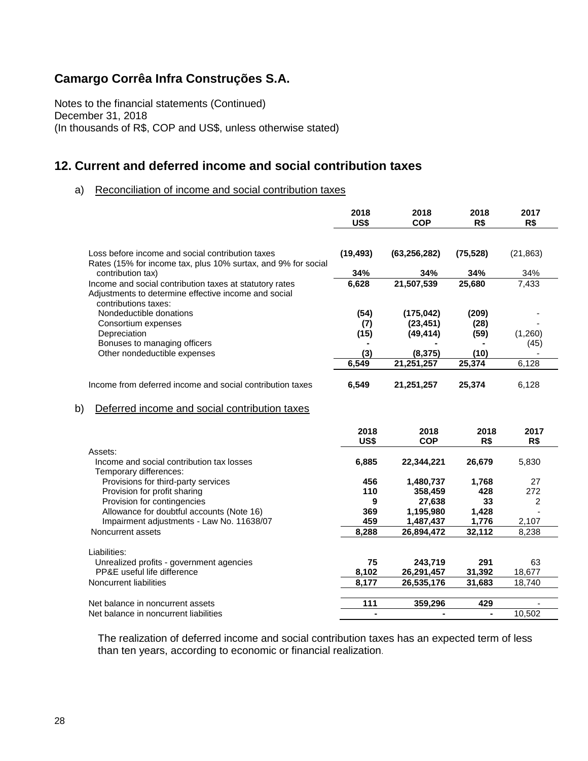**Camargo Corrêa Infra Construções S.A.**

Notes to the financial statements (Continued)
December 31, 2018
(In thousands of R$, COP and US$, unless otherwise stated)

## 12. Current and deferred income and social contribution taxes

a) Reconciliation of income and social contribution taxes

| | 2018 US$ | 2018 COP | 2018 R$ | 2017 R$ |
|---|---|---|---|---|
| Loss before income and social contribution taxes | **(19,493)** | **(63,256,282)** | **(75,528)** | (21,863) |
| Rates (15% for income tax, plus 10% surtax, and 9% for social contribution tax) | **34%** | **34%** | **34%** | 34% |
| Income and social contribution taxes at statutory rates | **6,628** | **21,507,539** | **25,680** | 7,433 |
| Adjustments to determine effective income and social contributions taxes: | | | | |
| Nondeductible donations | **(54)** | **(175,042)** | **(209)** | - |
| Consortium expenses | **(7)** | **(23,451)** | **(28)** | - |
| Depreciation | **(15)** | **(49,414)** | **(59)** | (1,260) |
| Bonuses to managing officers | **-** | **-** | **-** | (45) |
| Other nondeductible expenses | **(3)** | **(8,375)** | **(10)** | - |
| | **6,549** | **21,251,257** | **25,374** | 6,128 |
| Income from deferred income and social contribution taxes | **6,549** | **21,251,257** | **25,374** | 6,128 |

b) Deferred income and social contribution taxes

| | 2018 US$ | 2018 COP | 2018 R$ | 2017 R$ |
|---|---|---|---|---|
| Assets: | | | | |
| Income and social contribution tax losses | **6,885** | **22,344,221** | **26,679** | 5,830 |
| Temporary differences: | | | | |
| Provisions for third-party services | **456** | **1,480,737** | **1,768** | 27 |
| Provision for profit sharing | **110** | **358,459** | **428** | 272 |
| Provision for contingencies | **9** | **27,638** | **33** | 2 |
| Allowance for doubtful accounts (Note 16) | **369** | **1,195,980** | **1,428** | - |
| Impairment adjustments - Law No. 11638/07 | **459** | **1,487,437** | **1,776** | 2,107 |
| Noncurrent assets | **8,288** | **26,894,472** | **32,112** | 8,238 |
| Liabilities: | | | | |
| Unrealized profits - government agencies | **75** | **243,719** | **291** | 63 |
| PP&E useful life difference | **8,102** | **26,291,457** | **31,392** | 18,677 |
| Noncurrent liabilities | **8,177** | **26,535,176** | **31,683** | 18,740 |
| Net balance in noncurrent assets | **111** | **359,296** | **429** | - |
| Net balance in noncurrent liabilities | **-** | **-** | **-** | 10,502 |

The realization of deferred income and social contribution taxes has an expected term of less than ten years, according to economic or financial realization.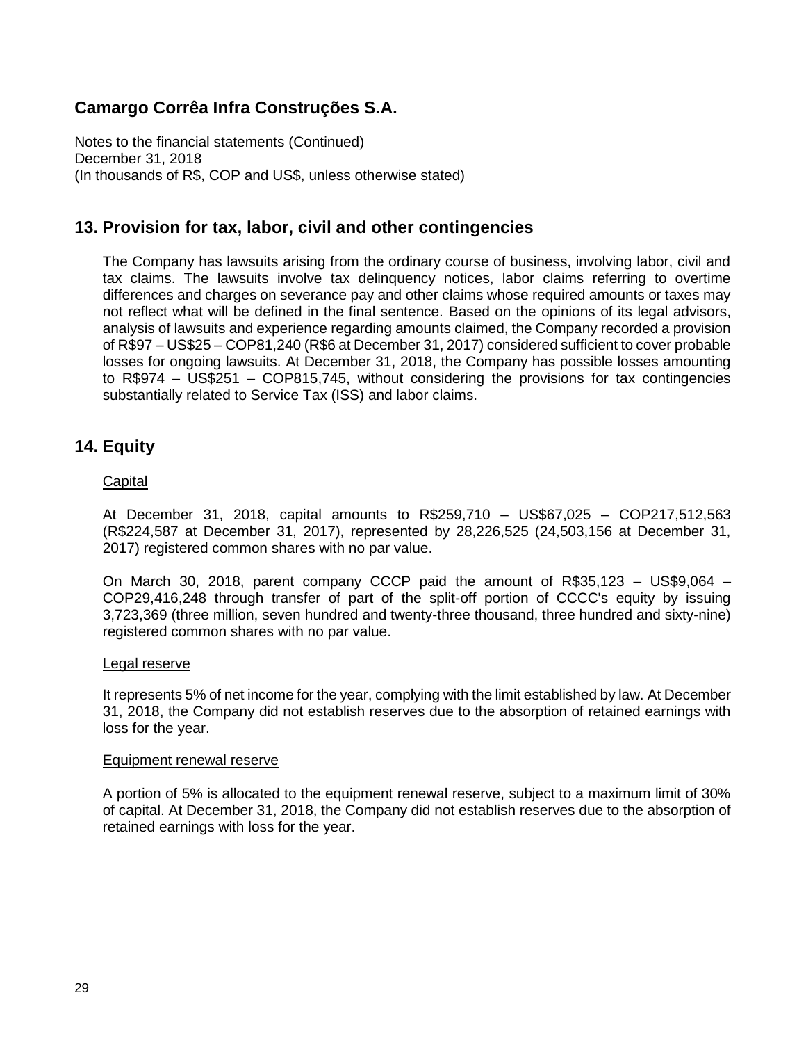# Camargo Corrêa Infra Construções S.A.

Notes to the financial statements (Continued)
December 31, 2018
(In thousands of R$, COP and US$, unless otherwise stated)

## 13. Provision for tax, labor, civil and other contingencies

The Company has lawsuits arising from the ordinary course of business, involving labor, civil and tax claims. The lawsuits involve tax delinquency notices, labor claims referring to overtime differences and charges on severance pay and other claims whose required amounts or taxes may not reflect what will be defined in the final sentence. Based on the opinions of its legal advisors, analysis of lawsuits and experience regarding amounts claimed, the Company recorded a provision of R$97 – US$25 – COP81,240 (R$6 at December 31, 2017) considered sufficient to cover probable losses for ongoing lawsuits. At December 31, 2018, the Company has possible losses amounting to R$974 – US$251 – COP815,745, without considering the provisions for tax contingencies substantially related to Service Tax (ISS) and labor claims.

## 14. Equity

Capital

At December 31, 2018, capital amounts to R$259,710 – US$67,025 – COP217,512,563 (R$224,587 at December 31, 2017), represented by 28,226,525 (24,503,156 at December 31, 2017) registered common shares with no par value.

On March 30, 2018, parent company CCCP paid the amount of R$35,123 – US$9,064 – COP29,416,248 through transfer of part of the split-off portion of CCCC's equity by issuing 3,723,369 (three million, seven hundred and twenty-three thousand, three hundred and sixty-nine) registered common shares with no par value.

Legal reserve

It represents 5% of net income for the year, complying with the limit established by law. At December 31, 2018, the Company did not establish reserves due to the absorption of retained earnings with loss for the year.

Equipment renewal reserve

A portion of 5% is allocated to the equipment renewal reserve, subject to a maximum limit of 30% of capital. At December 31, 2018, the Company did not establish reserves due to the absorption of retained earnings with loss for the year.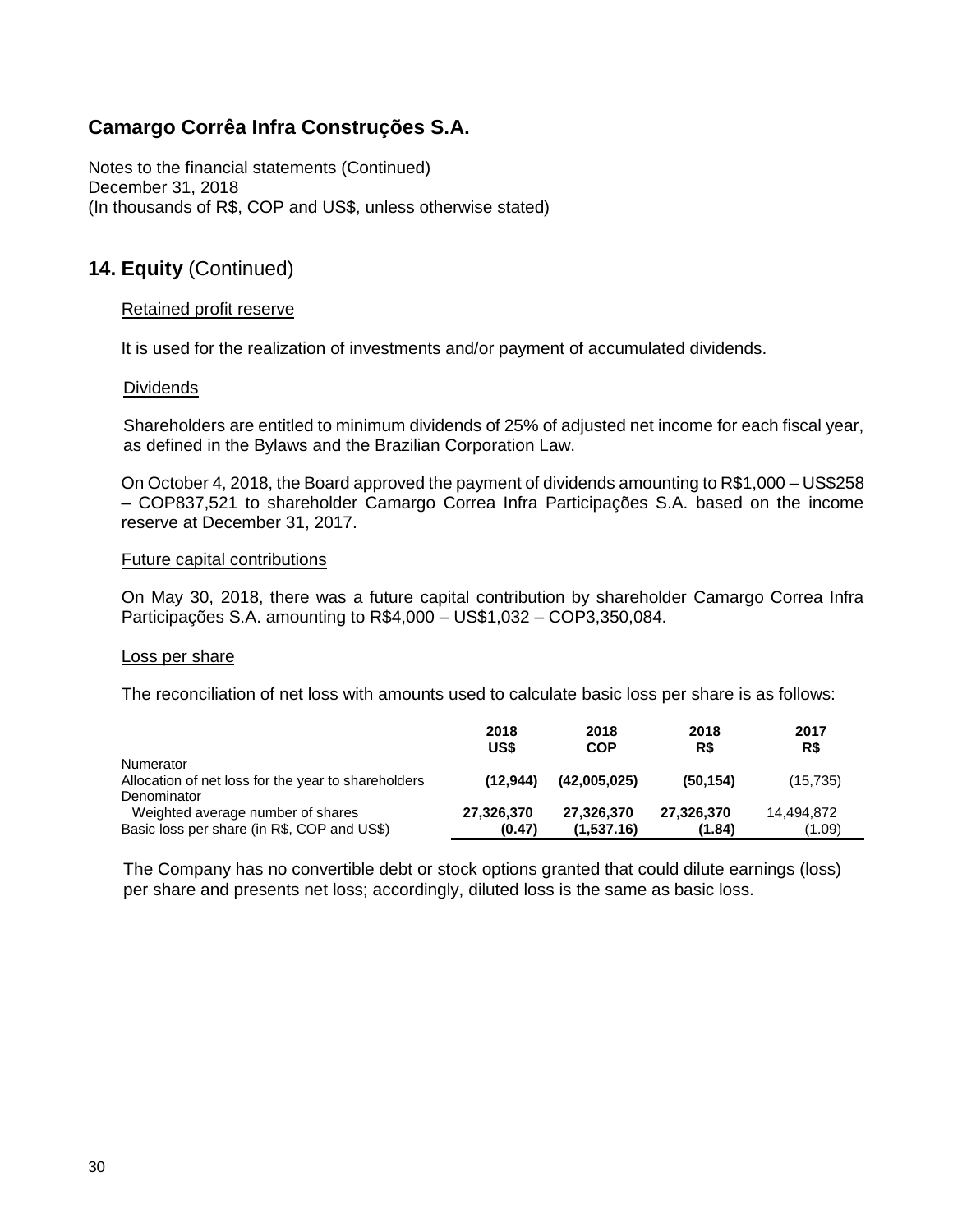# Camargo Corrêa Infra Construções S.A.

Notes to the financial statements (Continued)
December 31, 2018
(In thousands of R$, COP and US$, unless otherwise stated)

## 14. Equity (Continued)

Retained profit reserve

It is used for the realization of investments and/or payment of accumulated dividends.

Dividends

Shareholders are entitled to minimum dividends of 25% of adjusted net income for each fiscal year, as defined in the Bylaws and the Brazilian Corporation Law.

On October 4, 2018, the Board approved the payment of dividends amounting to R$1,000 – US$258 – COP837,521 to shareholder Camargo Correa Infra Participações S.A. based on the income reserve at December 31, 2017.

Future capital contributions

On May 30, 2018, there was a future capital contribution by shareholder Camargo Correa Infra Participações S.A. amounting to R$4,000 – US$1,032 – COP3,350,084.

Loss per share

The reconciliation of net loss with amounts used to calculate basic loss per share is as follows:

| | 2018 US$ | 2018 COP | 2018 R$ | 2017 R$ |
|---|---|---|---|---|
| Numerator | | | | |
| Allocation of net loss for the year to shareholders | **(12,944)** | **(42,005,025)** | **(50,154)** | (15,735) |
| Denominator | | | | |
| Weighted average number of shares | **27,326,370** | **27,326,370** | **27,326,370** | 14,494,872 |
| Basic loss per share (in R$, COP and US$) | **(0.47)** | **(1,537.16)** | **(1.84)** | (1.09) |

The Company has no convertible debt or stock options granted that could dilute earnings (loss) per share and presents net loss; accordingly, diluted loss is the same as basic loss.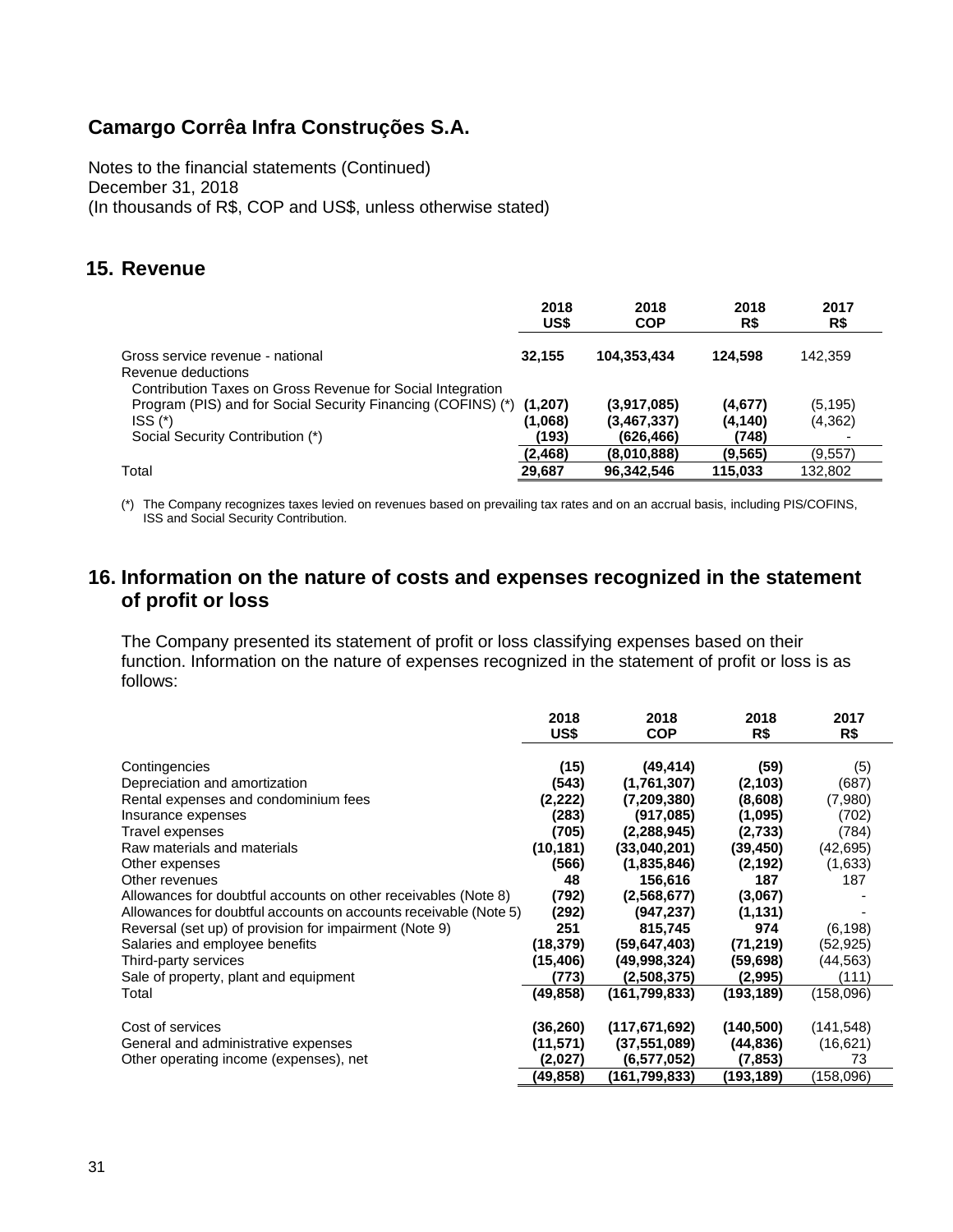# Camargo Corrêa Infra Construções S.A.

Notes to the financial statements (Continued)
December 31, 2018
(In thousands of R$, COP and US$, unless otherwise stated)

## 15. Revenue

| | 2018 US$ | 2018 COP | 2018 R$ | 2017 R$ |
|---|---|---|---|---|
| Gross service revenue - national | **32,155** | **104,353,434** | **124,598** | 142,359 |
| Revenue deductions | | | | |
| Contribution Taxes on Gross Revenue for Social Integration Program (PIS) and for Social Security Financing (COFINS) (*) | **(1,207)** | **(3,917,085)** | **(4,677)** | (5,195) |
| ISS (*) | **(1,068)** | **(3,467,337)** | **(4,140)** | (4,362) |
| Social Security Contribution (*) | **(193)** | **(626,466)** | **(748)** | - |
| | **(2,468)** | **(8,010,888)** | **(9,565)** | (9,557) |
| Total | **29,687** | **96,342,546** | **115,033** | 132,802 |

(*) The Company recognizes taxes levied on revenues based on prevailing tax rates and on an accrual basis, including PIS/COFINS, ISS and Social Security Contribution.

## 16. Information on the nature of costs and expenses recognized in the statement of profit or loss

The Company presented its statement of profit or loss classifying expenses based on their function. Information on the nature of expenses recognized in the statement of profit or loss is as follows:

| | 2018 US$ | 2018 COP | 2018 R$ | 2017 R$ |
|---|---|---|---|---|
| Contingencies | **(15)** | **(49,414)** | **(59)** | (5) |
| Depreciation and amortization | **(543)** | **(1,761,307)** | **(2,103)** | (687) |
| Rental expenses and condominium fees | **(2,222)** | **(7,209,380)** | **(8,608)** | (7,980) |
| Insurance expenses | **(283)** | **(917,085)** | **(1,095)** | (702) |
| Travel expenses | **(705)** | **(2,288,945)** | **(2,733)** | (784) |
| Raw materials and materials | **(10,181)** | **(33,040,201)** | **(39,450)** | (42,695) |
| Other expenses | **(566)** | **(1,835,846)** | **(2,192)** | (1,633) |
| Other revenues | **48** | **156,616** | **187** | 187 |
| Allowances for doubtful accounts on other receivables (Note 8) | **(792)** | **(2,568,677)** | **(3,067)** | - |
| Allowances for doubtful accounts on accounts receivable (Note 5) | **(292)** | **(947,237)** | **(1,131)** | - |
| Reversal (set up) of provision for impairment (Note 9) | **251** | **815,745** | **974** | (6,198) |
| Salaries and employee benefits | **(18,379)** | **(59,647,403)** | **(71,219)** | (52,925) |
| Third-party services | **(15,406)** | **(49,998,324)** | **(59,698)** | (44,563) |
| Sale of property, plant and equipment | **(773)** | **(2,508,375)** | **(2,995)** | (111) |
| Total | **(49,858)** | **(161,799,833)** | **(193,189)** | (158,096) |
| | | | | |
| Cost of services | **(36,260)** | **(117,671,692)** | **(140,500)** | (141,548) |
| General and administrative expenses | **(11,571)** | **(37,551,089)** | **(44,836)** | (16,621) |
| Other operating income (expenses), net | **(2,027)** | **(6,577,052)** | **(7,853)** | 73 |
| | **(49,858)** | **(161,799,833)** | **(193,189)** | (158,096) |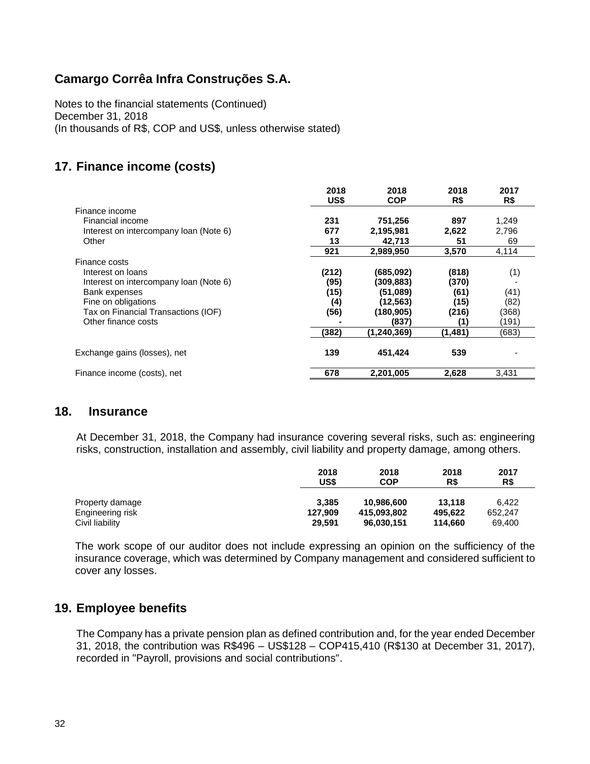# Camargo Corrêa Infra Construções S.A.

Notes to the financial statements (Continued)
December 31, 2018
(In thousands of R$, COP and US$, unless otherwise stated)

## 17. Finance income (costs)

| | 2018 US$ | 2018 COP | 2018 R$ | 2017 R$ |
|---|---|---|---|---|
| Finance income | | | | |
| Financial income | **231** | **751,256** | **897** | 1,249 |
| Interest on intercompany loan (Note 6) | **677** | **2,195,981** | **2,622** | 2,796 |
| Other | **13** | **42,713** | **51** | 69 |
| | **921** | **2,989,950** | **3,570** | 4,114 |
| Finance costs | | | | |
| Interest on loans | **(212)** | **(685,092)** | **(818)** | (1) |
| Interest on intercompany loan (Note 6) | **(95)** | **(309,883)** | **(370)** | - |
| Bank expenses | **(15)** | **(51,089)** | **(61)** | (41) |
| Fine on obligations | **(4)** | **(12,563)** | **(15)** | (82) |
| Tax on Financial Transactions (IOF) | **(56)** | **(180,905)** | **(216)** | (368) |
| Other finance costs | **-** | **(837)** | **(1)** | (191) |
| | **(382)** | **(1,240,369)** | **(1,481)** | (683) |
| Exchange gains (losses), net | **139** | **451,424** | **539** | - |
| Finance income (costs), net | **678** | **2,201,005** | **2,628** | 3,431 |

## 18. Insurance

At December 31, 2018, the Company had insurance covering several risks, such as: engineering risks, construction, installation and assembly, civil liability and property damage, among others.

| | 2018 US$ | 2018 COP | 2018 R$ | 2017 R$ |
|---|---|---|---|---|
| Property damage | **3,385** | **10,986,600** | **13,118** | 6,422 |
| Engineering risk | **127,909** | **415,093,802** | **495,622** | 652,247 |
| Civil liability | **29,591** | **96,030,151** | **114,660** | 69,400 |

The work scope of our auditor does not include expressing an opinion on the sufficiency of the insurance coverage, which was determined by Company management and considered sufficient to cover any losses.

## 19. Employee benefits

The Company has a private pension plan as defined contribution and, for the year ended December 31, 2018, the contribution was R$496 – US$128 – COP415,410 (R$130 at December 31, 2017), recorded in "Payroll, provisions and social contributions".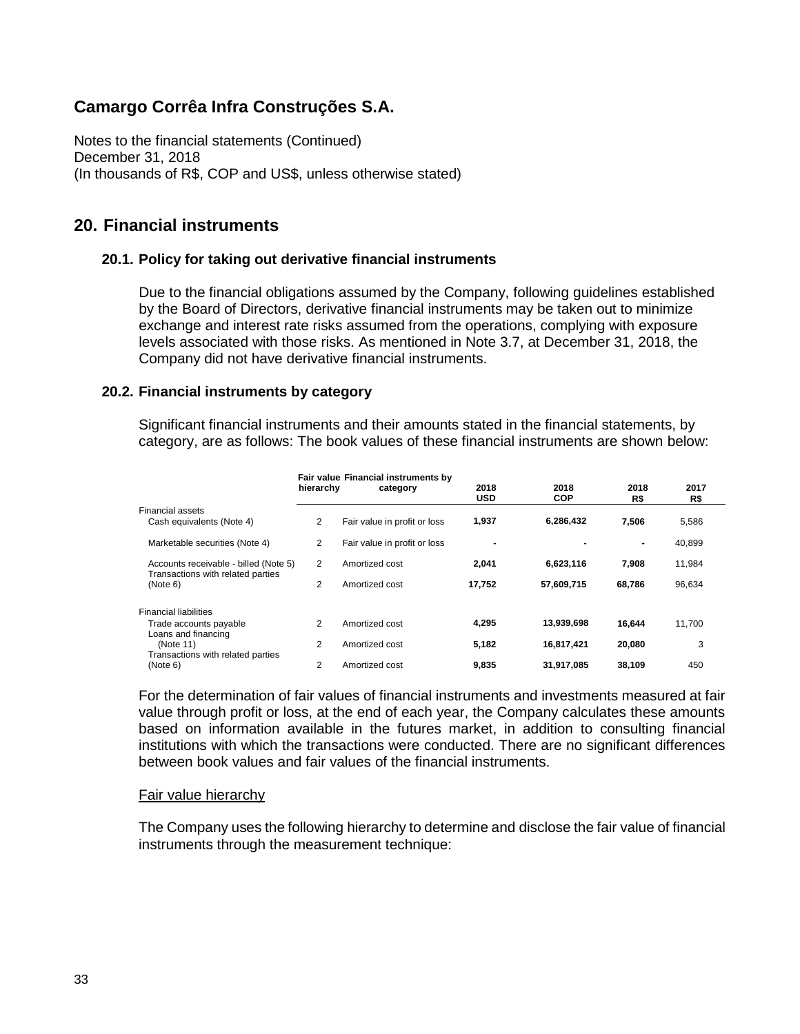# Camargo Corrêa Infra Construções S.A.

Notes to the financial statements (Continued)
December 31, 2018
(In thousands of R$, COP and US$, unless otherwise stated)

## 20. Financial instruments

### 20.1. Policy for taking out derivative financial instruments

Due to the financial obligations assumed by the Company, following guidelines established by the Board of Directors, derivative financial instruments may be taken out to minimize exchange and interest rate risks assumed from the operations, complying with exposure levels associated with those risks. As mentioned in Note 3.7, at December 31, 2018, the Company did not have derivative financial instruments.

### 20.2. Financial instruments by category

Significant financial instruments and their amounts stated in the financial statements, by category, are as follows: The book values of these financial instruments are shown below:

| | Fair value hierarchy | Financial instruments by category | 2018 USD | 2018 COP | 2018 R$ | 2017 R$ |
|---|---|---|---|---|---|---|
| Financial assets | | | | | | |
| Cash equivalents (Note 4) | 2 | Fair value in profit or loss | **1,937** | **6,286,432** | **7,506** | 5,586 |
| Marketable securities (Note 4) | 2 | Fair value in profit or loss | **-** | **-** | **-** | 40,899 |
| Accounts receivable - billed (Note 5) | 2 | Amortized cost | **2,041** | **6,623,116** | **7,908** | 11,984 |
| Transactions with related parties (Note 6) | 2 | Amortized cost | **17,752** | **57,609,715** | **68,786** | 96,634 |
| Financial liabilities | | | | | | |
| Trade accounts payable | 2 | Amortized cost | **4,295** | **13,939,698** | **16,644** | 11,700 |
| Loans and financing (Note 11) | 2 | Amortized cost | **5,182** | **16,817,421** | **20,080** | 3 |
| Transactions with related parties (Note 6) | 2 | Amortized cost | **9,835** | **31,917,085** | **38,109** | 450 |

For the determination of fair values of financial instruments and investments measured at fair value through profit or loss, at the end of each year, the Company calculates these amounts based on information available in the futures market, in addition to consulting financial institutions with which the transactions were conducted. There are no significant differences between book values and fair values of the financial instruments.

Fair value hierarchy

The Company uses the following hierarchy to determine and disclose the fair value of financial instruments through the measurement technique: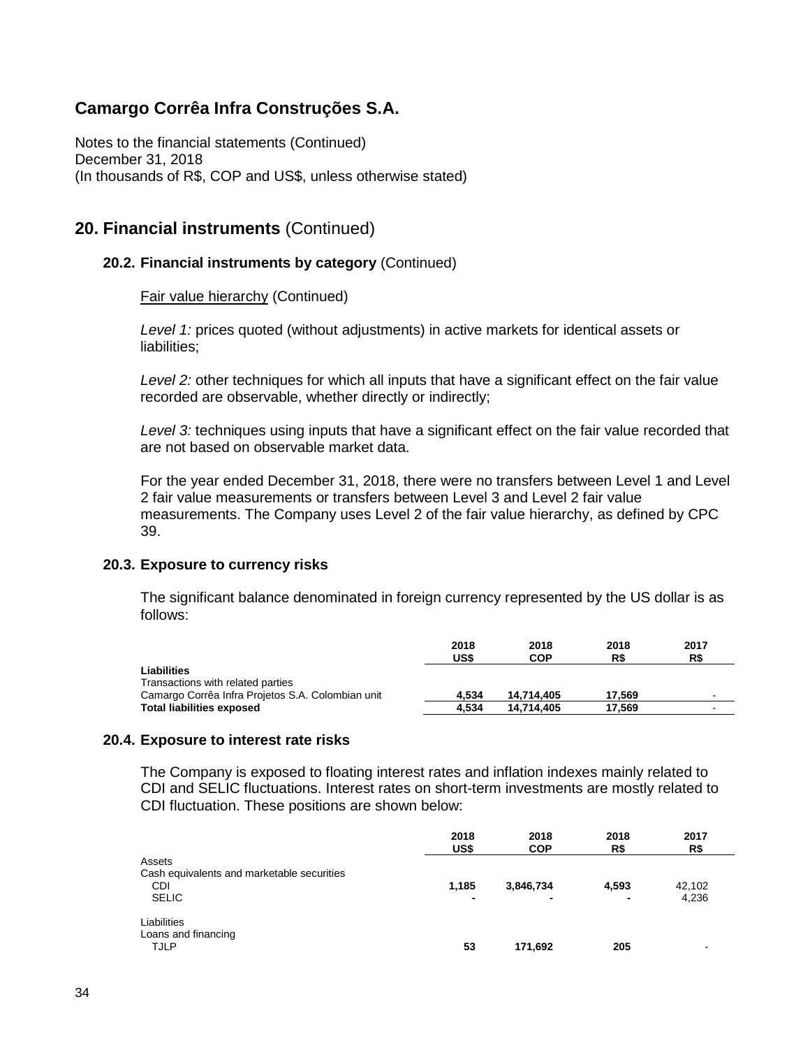## Camargo Corrêa Infra Construções S.A.

Notes to the financial statements (Continued)
December 31, 2018
(In thousands of R$, COP and US$, unless otherwise stated)

## 20. Financial instruments (Continued)

### 20.2. Financial instruments by category (Continued)

Fair value hierarchy (Continued)

*Level 1:* prices quoted (without adjustments) in active markets for identical assets or liabilities;

*Level 2:* other techniques for which all inputs that have a significant effect on the fair value recorded are observable, whether directly or indirectly;

*Level 3:* techniques using inputs that have a significant effect on the fair value recorded that are not based on observable market data.

For the year ended December 31, 2018, there were no transfers between Level 1 and Level 2 fair value measurements or transfers between Level 3 and Level 2 fair value measurements. The Company uses Level 2 of the fair value hierarchy, as defined by CPC 39.

### 20.3. Exposure to currency risks

The significant balance denominated in foreign currency represented by the US dollar is as follows:

| | 2018 US$ | 2018 COP | 2018 R$ | 2017 R$ |
|---|---|---|---|---|
| **Liabilities** | | | | |
| Transactions with related parties | | | | |
| Camargo Corrêa Infra Projetos S.A. Colombian unit | **4,534** | **14,714,405** | **17,569** | - |
| **Total liabilities exposed** | **4,534** | **14,714,405** | **17,569** | - |

### 20.4. Exposure to interest rate risks

The Company is exposed to floating interest rates and inflation indexes mainly related to CDI and SELIC fluctuations. Interest rates on short-term investments are mostly related to CDI fluctuation. These positions are shown below:

| | 2018 US$ | 2018 COP | 2018 R$ | 2017 R$ |
|---|---|---|---|---|
| Assets | | | | |
| Cash equivalents and marketable securities | | | | |
| CDI | **1,185** | **3,846,734** | **4,593** | 42,102 |
| SELIC | **-** | **-** | **-** | 4,236 |
| | | | | |
| Liabilities | | | | |
| Loans and financing | | | | |
| TJLP | **53** | **171,692** | **205** | - |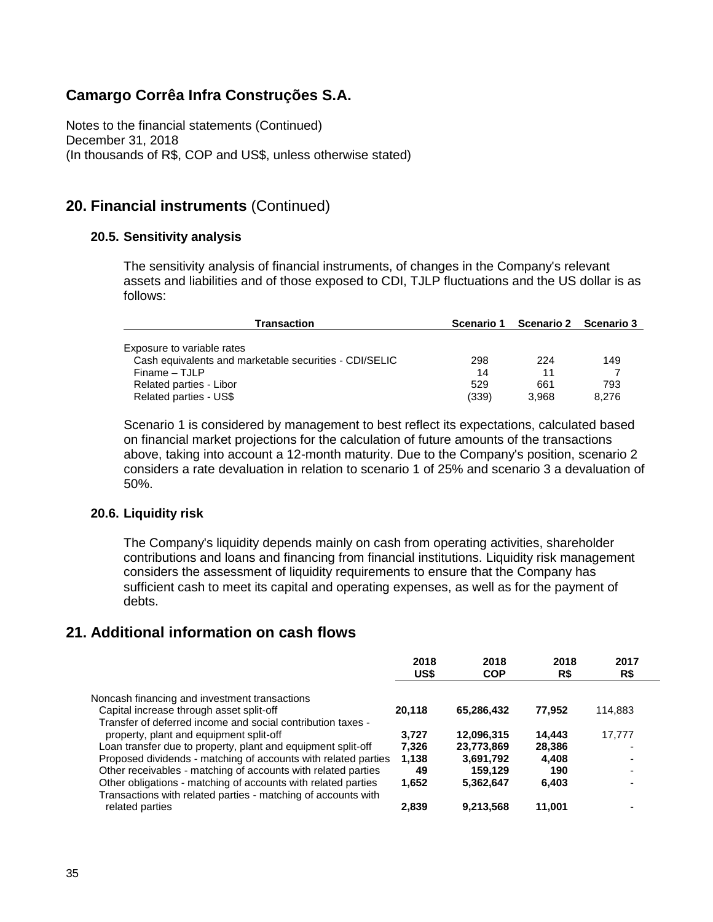# Camargo Corrêa Infra Construções S.A.

Notes to the financial statements (Continued)
December 31, 2018
(In thousands of R$, COP and US$, unless otherwise stated)

## 20. Financial instruments (Continued)

### 20.5. Sensitivity analysis

The sensitivity analysis of financial instruments, of changes in the Company's relevant assets and liabilities and of those exposed to CDI, TJLP fluctuations and the US dollar is as follows:

| Transaction | Scenario 1 | Scenario 2 | Scenario 3 |
|---|---|---|---|
| Exposure to variable rates | | | |
| Cash equivalents and marketable securities - CDI/SELIC | 298 | 224 | 149 |
| Finame – TJLP | 14 | 11 | 7 |
| Related parties - Libor | 529 | 661 | 793 |
| Related parties - US$ | (339) | 3,968 | 8,276 |

Scenario 1 is considered by management to best reflect its expectations, calculated based on financial market projections for the calculation of future amounts of the transactions above, taking into account a 12-month maturity. Due to the Company's position, scenario 2 considers a rate devaluation in relation to scenario 1 of 25% and scenario 3 a devaluation of 50%.

### 20.6. Liquidity risk

The Company's liquidity depends mainly on cash from operating activities, shareholder contributions and loans and financing from financial institutions. Liquidity risk management considers the assessment of liquidity requirements to ensure that the Company has sufficient cash to meet its capital and operating expenses, as well as for the payment of debts.

## 21. Additional information on cash flows

| | 2018 US$ | 2018 COP | 2018 R$ | 2017 R$ |
|---|---|---|---|---|
| Noncash financing and investment transactions | | | | |
| Capital increase through asset split-off | **20,118** | **65,286,432** | **77,952** | 114,883 |
| Transfer of deferred income and social contribution taxes - property, plant and equipment split-off | **3,727** | **12,096,315** | **14,443** | 17,777 |
| Loan transfer due to property, plant and equipment split-off | **7,326** | **23,773,869** | **28,386** | - |
| Proposed dividends - matching of accounts with related parties | **1,138** | **3,691,792** | **4,408** | - |
| Other receivables - matching of accounts with related parties | **49** | **159,129** | **190** | - |
| Other obligations - matching of accounts with related parties | **1,652** | **5,362,647** | **6,403** | - |
| Transactions with related parties - matching of accounts with related parties | **2,839** | **9,213,568** | **11,001** | - |